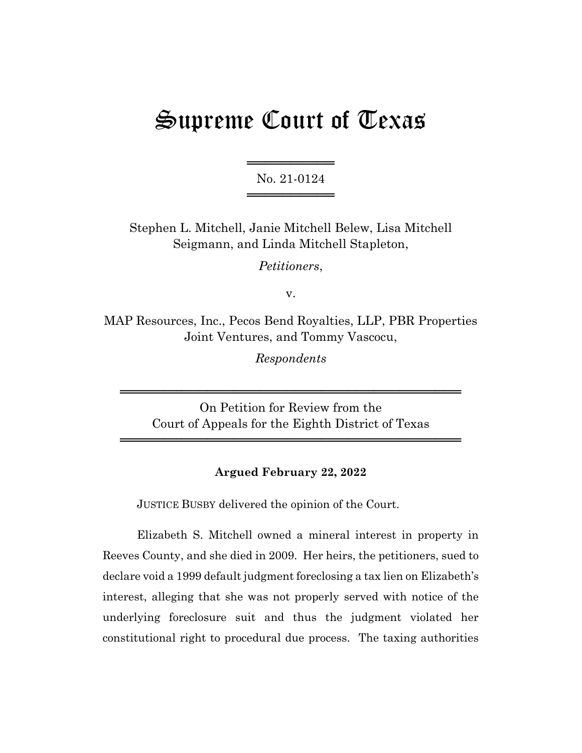# Supreme Court of Texas

No. 21-0124

Stephen L. Mitchell, Janie Mitchell Belew, Lisa Mitchell Seigmann, and Linda Mitchell Stapleton,

*Petitioners*,

v.

MAP Resources, Inc., Pecos Bend Royalties, LLP, PBR Properties Joint Ventures, and Tommy Vascocu,

*Respondents*

On Petition for Review from the Court of Appeals for the Eighth District of Texas

**Argued February 22, 2022**

JUSTICE BUSBY delivered the opinion of the Court.

Elizabeth S. Mitchell owned a mineral interest in property in Reeves County, and she died in 2009. Her heirs, the petitioners, sued to declare void a 1999 default judgment foreclosing a tax lien on Elizabeth's interest, alleging that she was not properly served with notice of the underlying foreclosure suit and thus the judgment violated her constitutional right to procedural due process. The taxing authorities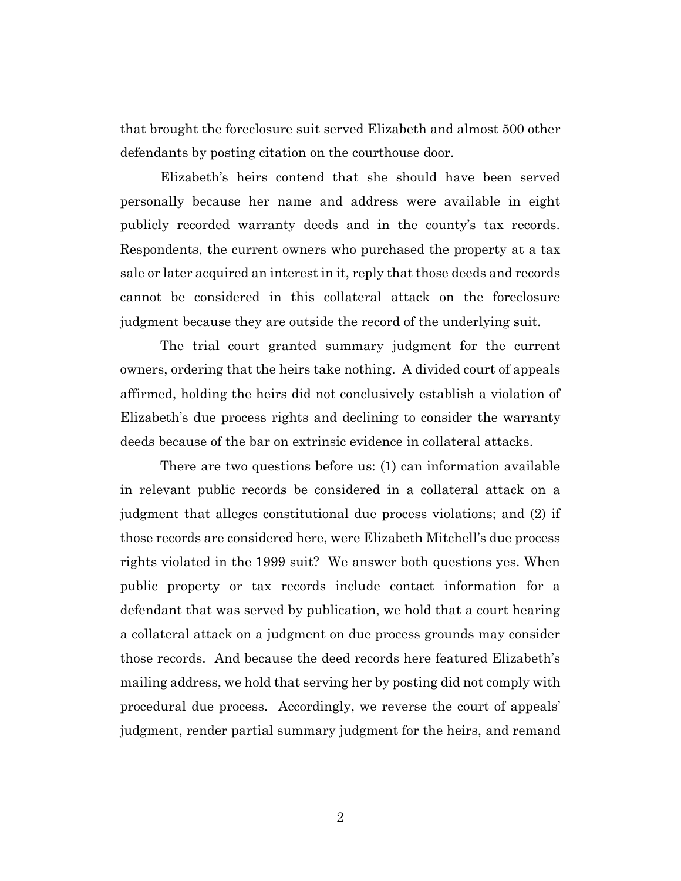that brought the foreclosure suit served Elizabeth and almost 500 other defendants by posting citation on the courthouse door.

Elizabeth's heirs contend that she should have been served personally because her name and address were available in eight publicly recorded warranty deeds and in the county's tax records. Respondents, the current owners who purchased the property at a tax sale or later acquired an interest in it, reply that those deeds and records cannot be considered in this collateral attack on the foreclosure judgment because they are outside the record of the underlying suit.

The trial court granted summary judgment for the current owners, ordering that the heirs take nothing. A divided court of appeals affirmed, holding the heirs did not conclusively establish a violation of Elizabeth's due process rights and declining to consider the warranty deeds because of the bar on extrinsic evidence in collateral attacks.

There are two questions before us: (1) can information available in relevant public records be considered in a collateral attack on a judgment that alleges constitutional due process violations; and (2) if those records are considered here, were Elizabeth Mitchell's due process rights violated in the 1999 suit? We answer both questions yes. When public property or tax records include contact information for a defendant that was served by publication, we hold that a court hearing a collateral attack on a judgment on due process grounds may consider those records. And because the deed records here featured Elizabeth's mailing address, we hold that serving her by posting did not comply with procedural due process. Accordingly, we reverse the court of appeals' judgment, render partial summary judgment for the heirs, and remand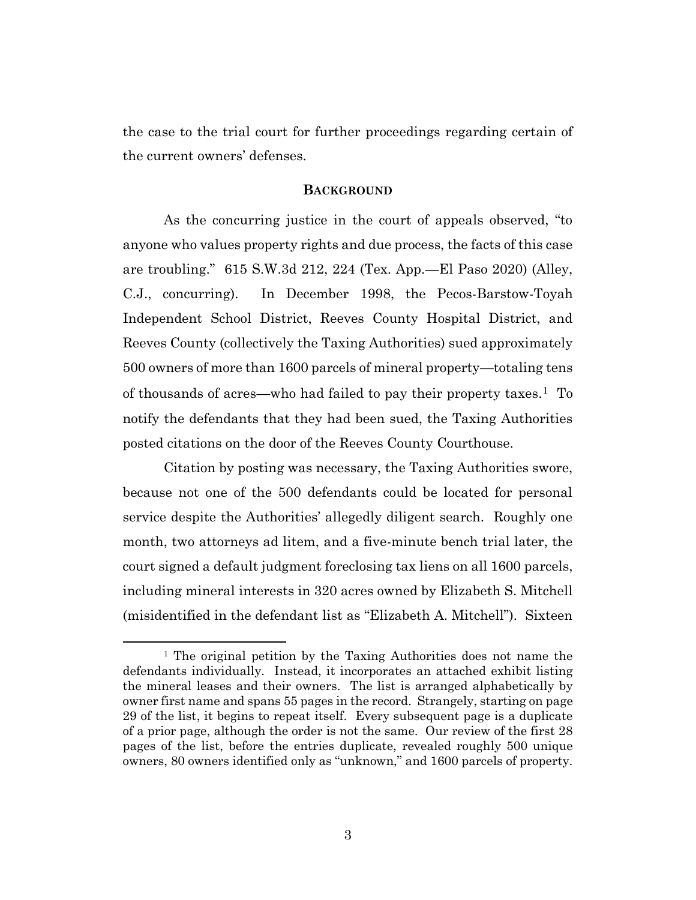the case to the trial court for further proceedings regarding certain of the current owners' defenses.

## **BACKGROUND**

As the concurring justice in the court of appeals observed, "to anyone who values property rights and due process, the facts of this case are troubling." 615 S.W.3d 212, 224 (Tex. App.—El Paso 2020) (Alley, C.J., concurring). In December 1998, the Pecos-Barstow-Toyah Independent School District, Reeves County Hospital District, and Reeves County (collectively the Taxing Authorities) sued approximately 500 owners of more than 1600 parcels of mineral property—totaling tens of thousands of acres—who had failed to pay their property taxes.[1] To notify the defendants that they had been sued, the Taxing Authorities posted citations on the door of the Reeves County Courthouse.

Citation by posting was necessary, the Taxing Authorities swore, because not one of the 500 defendants could be located for personal service despite the Authorities' allegedly diligent search. Roughly one month, two attorneys ad litem, and a five-minute bench trial later, the court signed a default judgment foreclosing tax liens on all 1600 parcels, including mineral interests in 320 acres owned by Elizabeth S. Mitchell (misidentified in the defendant list as "Elizabeth A. Mitchell"). Sixteen

[1] The original petition by the Taxing Authorities does not name the defendants individually. Instead, it incorporates an attached exhibit listing the mineral leases and their owners. The list is arranged alphabetically by owner first name and spans 55 pages in the record. Strangely, starting on page 29 of the list, it begins to repeat itself. Every subsequent page is a duplicate of a prior page, although the order is not the same. Our review of the first 28 pages of the list, before the entries duplicate, revealed roughly 500 unique owners, 80 owners identified only as "unknown," and 1600 parcels of property.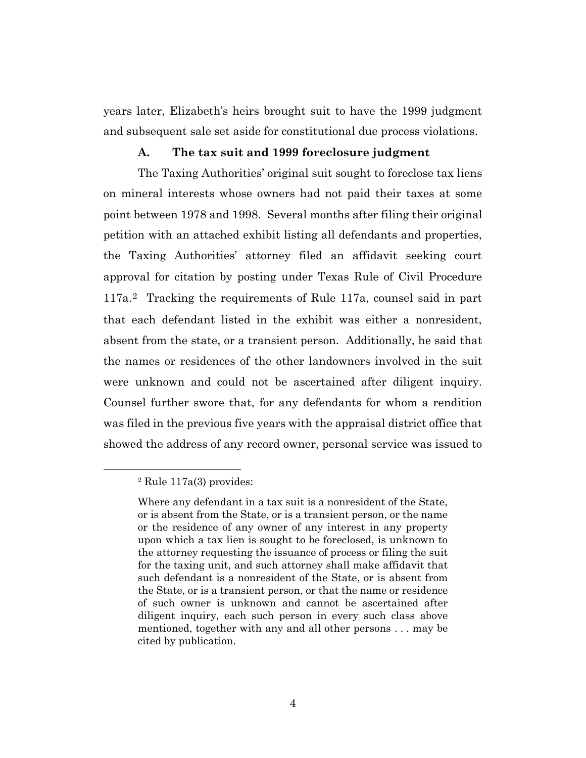years later, Elizabeth's heirs brought suit to have the 1999 judgment and subsequent sale set aside for constitutional due process violations.

### A. The tax suit and 1999 foreclosure judgment

The Taxing Authorities' original suit sought to foreclose tax liens on mineral interests whose owners had not paid their taxes at some point between 1978 and 1998. Several months after filing their original petition with an attached exhibit listing all defendants and properties, the Taxing Authorities' attorney filed an affidavit seeking court approval for citation by posting under Texas Rule of Civil Procedure 117a.[2] Tracking the requirements of Rule 117a, counsel said in part that each defendant listed in the exhibit was either a nonresident, absent from the state, or a transient person. Additionally, he said that the names or residences of the other landowners involved in the suit were unknown and could not be ascertained after diligent inquiry. Counsel further swore that, for any defendants for whom a rendition was filed in the previous five years with the appraisal district office that showed the address of any record owner, personal service was issued to

---

[2] Rule 117a(3) provides:

> Where any defendant in a tax suit is a nonresident of the State, or is absent from the State, or is a transient person, or the name or the residence of any owner of any interest in any property upon which a tax lien is sought to be foreclosed, is unknown to the attorney requesting the issuance of process or filing the suit for the taxing unit, and such attorney shall make affidavit that such defendant is a nonresident of the State, or is absent from the State, or is a transient person, or that the name or residence of such owner is unknown and cannot be ascertained after diligent inquiry, each such person in every such class above mentioned, together with any and all other persons . . . may be cited by publication.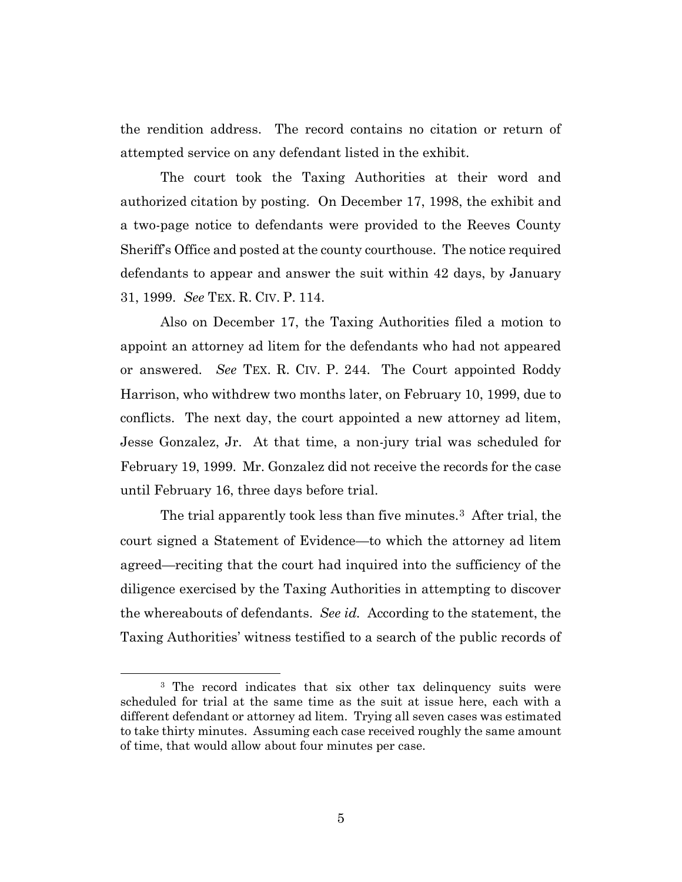the rendition address. The record contains no citation or return of attempted service on any defendant listed in the exhibit.

The court took the Taxing Authorities at their word and authorized citation by posting. On December 17, 1998, the exhibit and a two-page notice to defendants were provided to the Reeves County Sheriff's Office and posted at the county courthouse. The notice required defendants to appear and answer the suit within 42 days, by January 31, 1999. *See* TEX. R. CIV. P. 114.

Also on December 17, the Taxing Authorities filed a motion to appoint an attorney ad litem for the defendants who had not appeared or answered. *See* TEX. R. CIV. P. 244. The Court appointed Roddy Harrison, who withdrew two months later, on February 10, 1999, due to conflicts. The next day, the court appointed a new attorney ad litem, Jesse Gonzalez, Jr. At that time, a non-jury trial was scheduled for February 19, 1999. Mr. Gonzalez did not receive the records for the case until February 16, three days before trial.

The trial apparently took less than five minutes.[3] After trial, the court signed a Statement of Evidence—to which the attorney ad litem agreed—reciting that the court had inquired into the sufficiency of the diligence exercised by the Taxing Authorities in attempting to discover the whereabouts of defendants. *See id.* According to the statement, the Taxing Authorities' witness testified to a search of the public records of

---

[3] The record indicates that six other tax delinquency suits were scheduled for trial at the same time as the suit at issue here, each with a different defendant or attorney ad litem. Trying all seven cases was estimated to take thirty minutes. Assuming each case received roughly the same amount of time, that would allow about four minutes per case.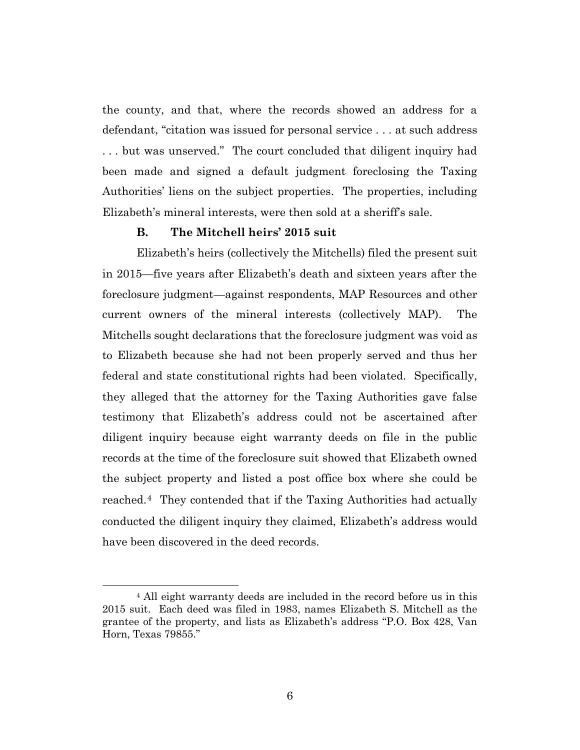the county, and that, where the records showed an address for a defendant, "citation was issued for personal service . . . at such address . . . but was unserved." The court concluded that diligent inquiry had been made and signed a default judgment foreclosing the Taxing Authorities' liens on the subject properties. The properties, including Elizabeth's mineral interests, were then sold at a sheriff's sale.

### B. The Mitchell heirs' 2015 suit

Elizabeth's heirs (collectively the Mitchells) filed the present suit in 2015—five years after Elizabeth's death and sixteen years after the foreclosure judgment—against respondents, MAP Resources and other current owners of the mineral interests (collectively MAP). The Mitchells sought declarations that the foreclosure judgment was void as to Elizabeth because she had not been properly served and thus her federal and state constitutional rights had been violated. Specifically, they alleged that the attorney for the Taxing Authorities gave false testimony that Elizabeth's address could not be ascertained after diligent inquiry because eight warranty deeds on file in the public records at the time of the foreclosure suit showed that Elizabeth owned the subject property and listed a post office box where she could be reached.[4] They contended that if the Taxing Authorities had actually conducted the diligent inquiry they claimed, Elizabeth's address would have been discovered in the deed records.

---

[4] All eight warranty deeds are included in the record before us in this 2015 suit. Each deed was filed in 1983, names Elizabeth S. Mitchell as the grantee of the property, and lists as Elizabeth's address "P.O. Box 428, Van Horn, Texas 79855."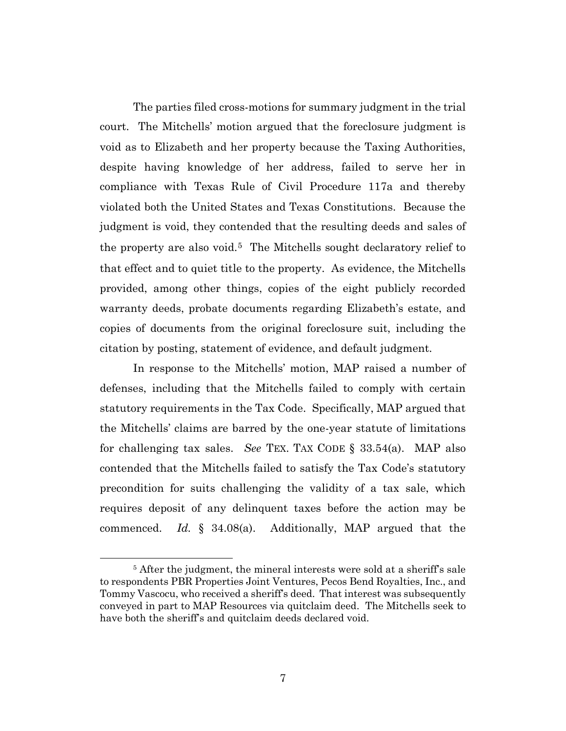The parties filed cross-motions for summary judgment in the trial court. The Mitchells' motion argued that the foreclosure judgment is void as to Elizabeth and her property because the Taxing Authorities, despite having knowledge of her address, failed to serve her in compliance with Texas Rule of Civil Procedure 117a and thereby violated both the United States and Texas Constitutions. Because the judgment is void, they contended that the resulting deeds and sales of the property are also void.[5] The Mitchells sought declaratory relief to that effect and to quiet title to the property. As evidence, the Mitchells provided, among other things, copies of the eight publicly recorded warranty deeds, probate documents regarding Elizabeth's estate, and copies of documents from the original foreclosure suit, including the citation by posting, statement of evidence, and default judgment.

In response to the Mitchells' motion, MAP raised a number of defenses, including that the Mitchells failed to comply with certain statutory requirements in the Tax Code. Specifically, MAP argued that the Mitchells' claims are barred by the one-year statute of limitations for challenging tax sales. *See* TEX. TAX CODE § 33.54(a). MAP also contended that the Mitchells failed to satisfy the Tax Code's statutory precondition for suits challenging the validity of a tax sale, which requires deposit of any delinquent taxes before the action may be commenced. *Id.* § 34.08(a). Additionally, MAP argued that the

---

[5] After the judgment, the mineral interests were sold at a sheriff's sale to respondents PBR Properties Joint Ventures, Pecos Bend Royalties, Inc., and Tommy Vascocu, who received a sheriff's deed. That interest was subsequently conveyed in part to MAP Resources via quitclaim deed. The Mitchells seek to have both the sheriff's and quitclaim deeds declared void.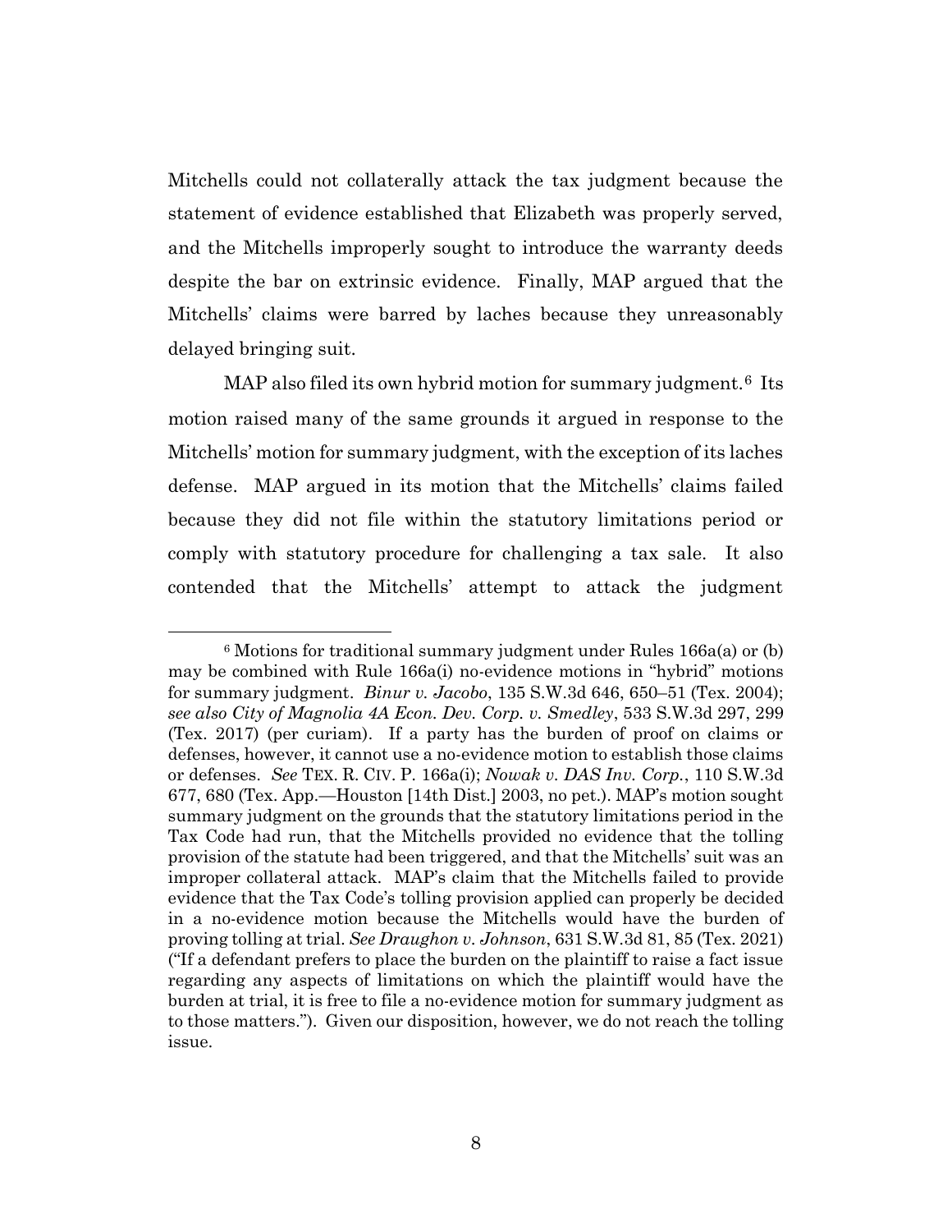Mitchells could not collaterally attack the tax judgment because the statement of evidence established that Elizabeth was properly served, and the Mitchells improperly sought to introduce the warranty deeds despite the bar on extrinsic evidence. Finally, MAP argued that the Mitchells' claims were barred by laches because they unreasonably delayed bringing suit.

MAP also filed its own hybrid motion for summary judgment.[6] Its motion raised many of the same grounds it argued in response to the Mitchells' motion for summary judgment, with the exception of its laches defense. MAP argued in its motion that the Mitchells' claims failed because they did not file within the statutory limitations period or comply with statutory procedure for challenging a tax sale. It also contended that the Mitchells' attempt to attack the judgment

---

[6] Motions for traditional summary judgment under Rules 166a(a) or (b) may be combined with Rule 166a(i) no-evidence motions in "hybrid" motions for summary judgment. *Binur v. Jacobo*, 135 S.W.3d 646, 650–51 (Tex. 2004); *see also City of Magnolia 4A Econ. Dev. Corp. v. Smedley*, 533 S.W.3d 297, 299 (Tex. 2017) (per curiam). If a party has the burden of proof on claims or defenses, however, it cannot use a no-evidence motion to establish those claims or defenses. *See* TEX. R. CIV. P. 166a(i); *Nowak v. DAS Inv. Corp.*, 110 S.W.3d 677, 680 (Tex. App.—Houston [14th Dist.] 2003, no pet.). MAP's motion sought summary judgment on the grounds that the statutory limitations period in the Tax Code had run, that the Mitchells provided no evidence that the tolling provision of the statute had been triggered, and that the Mitchells' suit was an improper collateral attack. MAP's claim that the Mitchells failed to provide evidence that the Tax Code's tolling provision applied can properly be decided in a no-evidence motion because the Mitchells would have the burden of proving tolling at trial. *See Draughon v. Johnson*, 631 S.W.3d 81, 85 (Tex. 2021) ("If a defendant prefers to place the burden on the plaintiff to raise a fact issue regarding any aspects of limitations on which the plaintiff would have the burden at trial, it is free to file a no-evidence motion for summary judgment as to those matters."). Given our disposition, however, we do not reach the tolling issue.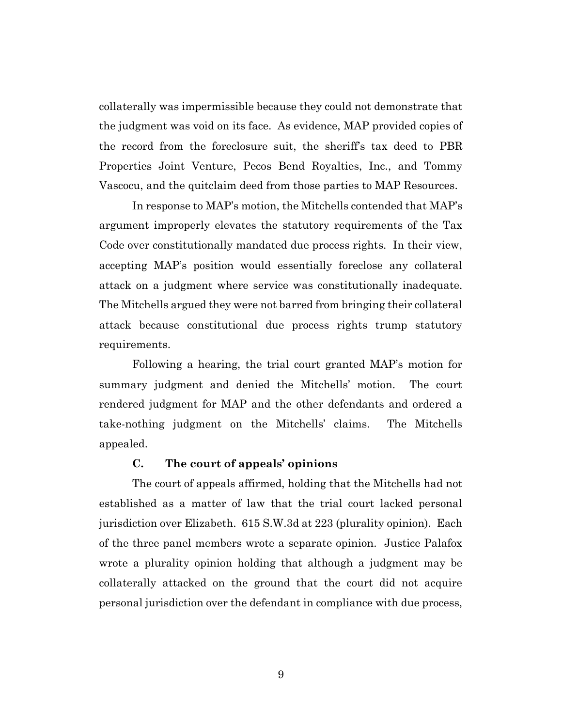collaterally was impermissible because they could not demonstrate that the judgment was void on its face. As evidence, MAP provided copies of the record from the foreclosure suit, the sheriff's tax deed to PBR Properties Joint Venture, Pecos Bend Royalties, Inc., and Tommy Vascocu, and the quitclaim deed from those parties to MAP Resources.

In response to MAP's motion, the Mitchells contended that MAP's argument improperly elevates the statutory requirements of the Tax Code over constitutionally mandated due process rights. In their view, accepting MAP's position would essentially foreclose any collateral attack on a judgment where service was constitutionally inadequate. The Mitchells argued they were not barred from bringing their collateral attack because constitutional due process rights trump statutory requirements.

Following a hearing, the trial court granted MAP's motion for summary judgment and denied the Mitchells' motion. The court rendered judgment for MAP and the other defendants and ordered a take-nothing judgment on the Mitchells' claims. The Mitchells appealed.

### C. The court of appeals' opinions

The court of appeals affirmed, holding that the Mitchells had not established as a matter of law that the trial court lacked personal jurisdiction over Elizabeth. 615 S.W.3d at 223 (plurality opinion). Each of the three panel members wrote a separate opinion. Justice Palafox wrote a plurality opinion holding that although a judgment may be collaterally attacked on the ground that the court did not acquire personal jurisdiction over the defendant in compliance with due process,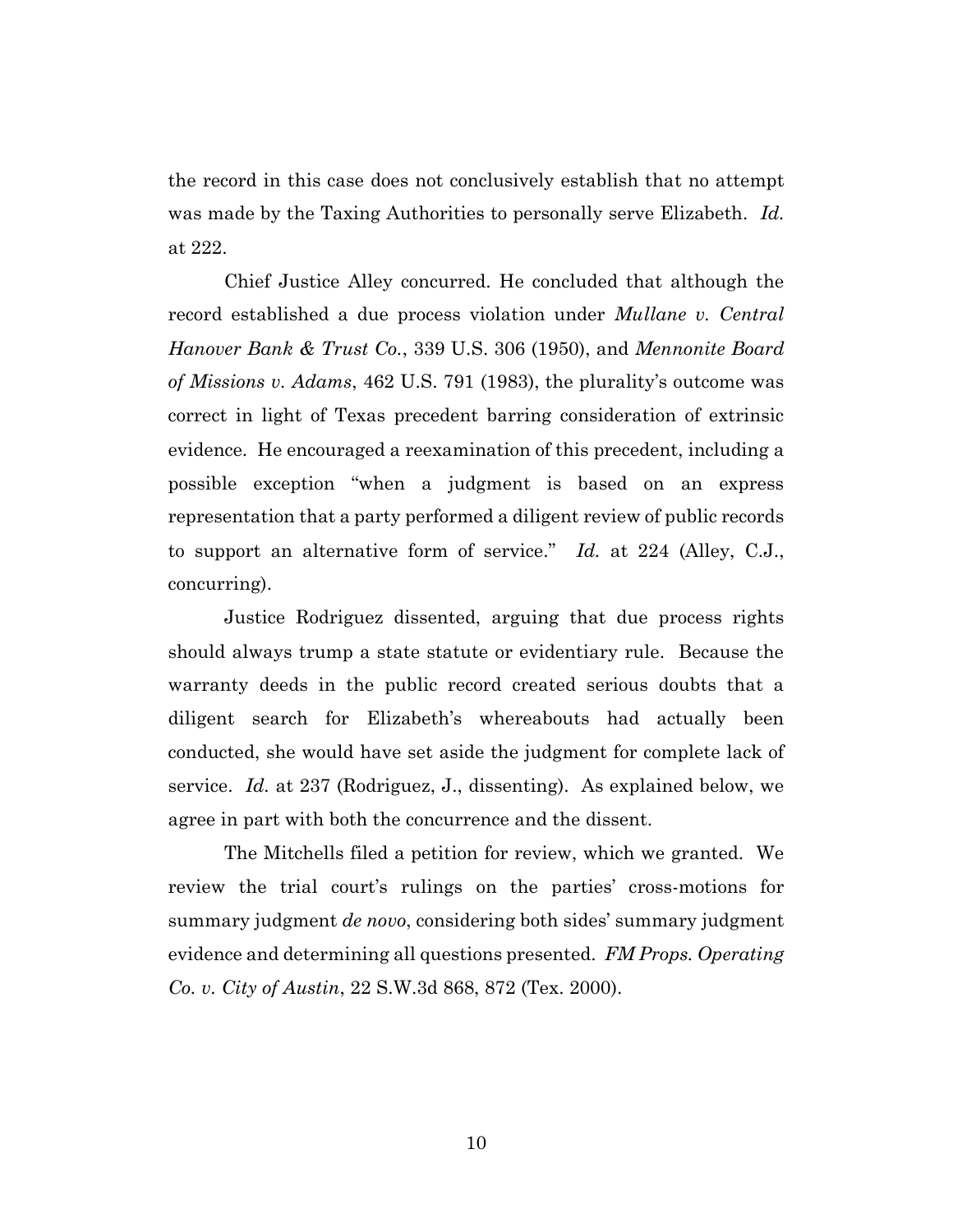the record in this case does not conclusively establish that no attempt was made by the Taxing Authorities to personally serve Elizabeth. *Id.* at 222.

Chief Justice Alley concurred. He concluded that although the record established a due process violation under *Mullane v. Central Hanover Bank & Trust Co.*, 339 U.S. 306 (1950), and *Mennonite Board of Missions v. Adams*, 462 U.S. 791 (1983), the plurality's outcome was correct in light of Texas precedent barring consideration of extrinsic evidence. He encouraged a reexamination of this precedent, including a possible exception "when a judgment is based on an express representation that a party performed a diligent review of public records to support an alternative form of service." *Id.* at 224 (Alley, C.J., concurring).

Justice Rodriguez dissented, arguing that due process rights should always trump a state statute or evidentiary rule. Because the warranty deeds in the public record created serious doubts that a diligent search for Elizabeth's whereabouts had actually been conducted, she would have set aside the judgment for complete lack of service. *Id.* at 237 (Rodriguez, J., dissenting). As explained below, we agree in part with both the concurrence and the dissent.

The Mitchells filed a petition for review, which we granted. We review the trial court's rulings on the parties' cross-motions for summary judgment *de novo*, considering both sides' summary judgment evidence and determining all questions presented. *FM Props. Operating Co. v. City of Austin*, 22 S.W.3d 868, 872 (Tex. 2000).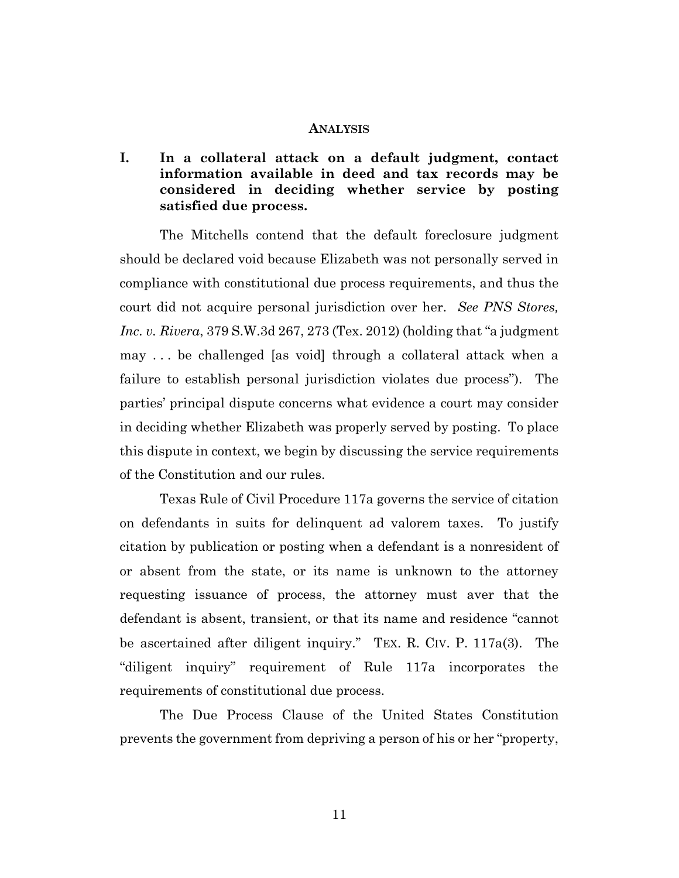## ANALYSIS

### I. In a collateral attack on a default judgment, contact information available in deed and tax records may be considered in deciding whether service by posting satisfied due process.

The Mitchells contend that the default foreclosure judgment should be declared void because Elizabeth was not personally served in compliance with constitutional due process requirements, and thus the court did not acquire personal jurisdiction over her. *See PNS Stores, Inc. v. Rivera*, 379 S.W.3d 267, 273 (Tex. 2012) (holding that "a judgment may . . . be challenged [as void] through a collateral attack when a failure to establish personal jurisdiction violates due process"). The parties' principal dispute concerns what evidence a court may consider in deciding whether Elizabeth was properly served by posting. To place this dispute in context, we begin by discussing the service requirements of the Constitution and our rules.

Texas Rule of Civil Procedure 117a governs the service of citation on defendants in suits for delinquent ad valorem taxes. To justify citation by publication or posting when a defendant is a nonresident of or absent from the state, or its name is unknown to the attorney requesting issuance of process, the attorney must aver that the defendant is absent, transient, or that its name and residence "cannot be ascertained after diligent inquiry." TEX. R. CIV. P. 117a(3). The "diligent inquiry" requirement of Rule 117a incorporates the requirements of constitutional due process.

The Due Process Clause of the United States Constitution prevents the government from depriving a person of his or her "property,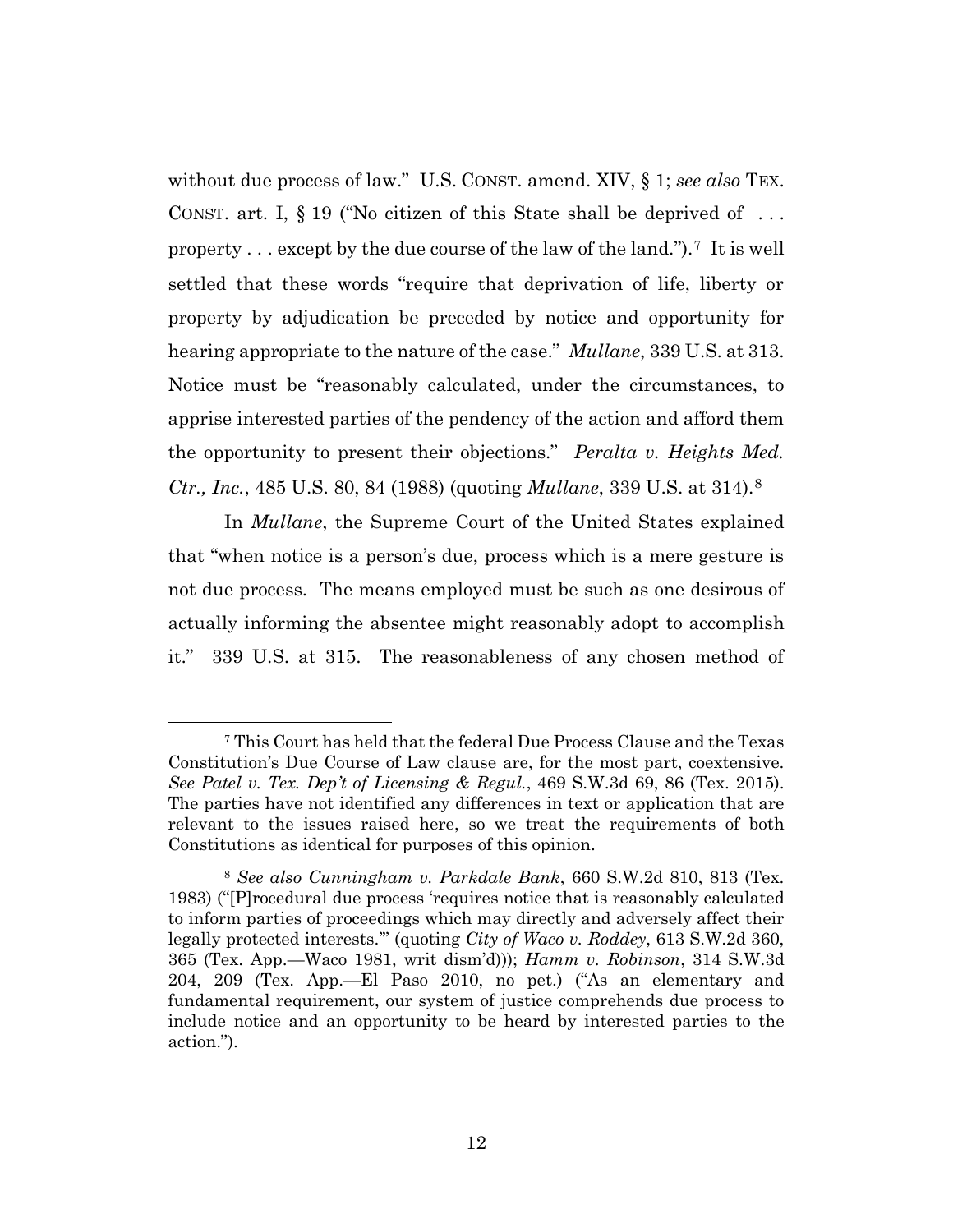without due process of law." U.S. CONST. amend. XIV, § 1; *see also* TEX. CONST. art. I, § 19 ("No citizen of this State shall be deprived of . . . property . . . except by the due course of the law of the land.").[7] It is well settled that these words "require that deprivation of life, liberty or property by adjudication be preceded by notice and opportunity for hearing appropriate to the nature of the case." *Mullane*, 339 U.S. at 313. Notice must be "reasonably calculated, under the circumstances, to apprise interested parties of the pendency of the action and afford them the opportunity to present their objections." *Peralta v. Heights Med. Ctr., Inc.*, 485 U.S. 80, 84 (1988) (quoting *Mullane*, 339 U.S. at 314).[8]

In *Mullane*, the Supreme Court of the United States explained that "when notice is a person's due, process which is a mere gesture is not due process. The means employed must be such as one desirous of actually informing the absentee might reasonably adopt to accomplish it." 339 U.S. at 315. The reasonableness of any chosen method of

---

[7] This Court has held that the federal Due Process Clause and the Texas Constitution's Due Course of Law clause are, for the most part, coextensive. *See Patel v. Tex. Dep't of Licensing & Regul.*, 469 S.W.3d 69, 86 (Tex. 2015). The parties have not identified any differences in text or application that are relevant to the issues raised here, so we treat the requirements of both Constitutions as identical for purposes of this opinion.

[8] *See also Cunningham v. Parkdale Bank*, 660 S.W.2d 810, 813 (Tex. 1983) ("[P]rocedural due process 'requires notice that is reasonably calculated to inform parties of proceedings which may directly and adversely affect their legally protected interests.'" (quoting *City of Waco v. Roddey*, 613 S.W.2d 360, 365 (Tex. App.—Waco 1981, writ dism'd))); *Hamm v. Robinson*, 314 S.W.3d 204, 209 (Tex. App.—El Paso 2010, no pet.) ("As an elementary and fundamental requirement, our system of justice comprehends due process to include notice and an opportunity to be heard by interested parties to the action.").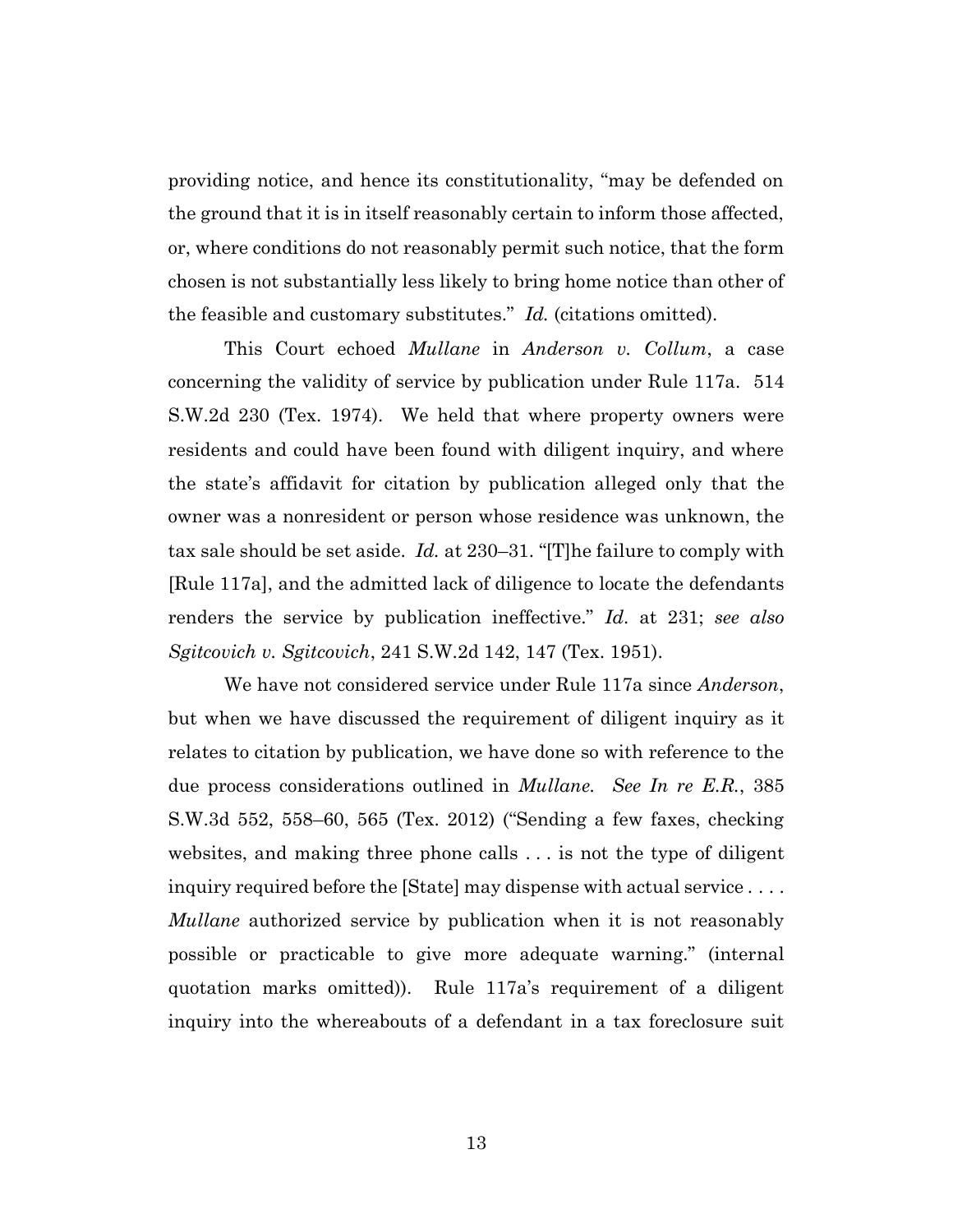providing notice, and hence its constitutionality, "may be defended on the ground that it is in itself reasonably certain to inform those affected, or, where conditions do not reasonably permit such notice, that the form chosen is not substantially less likely to bring home notice than other of the feasible and customary substitutes." *Id.* (citations omitted).

This Court echoed *Mullane* in *Anderson v. Collum*, a case concerning the validity of service by publication under Rule 117a. 514 S.W.2d 230 (Tex. 1974). We held that where property owners were residents and could have been found with diligent inquiry, and where the state's affidavit for citation by publication alleged only that the owner was a nonresident or person whose residence was unknown, the tax sale should be set aside. *Id.* at 230–31. "[T]he failure to comply with [Rule 117a], and the admitted lack of diligence to locate the defendants renders the service by publication ineffective." *Id*. at 231; *see also Sgitcovich v. Sgitcovich*, 241 S.W.2d 142, 147 (Tex. 1951).

We have not considered service under Rule 117a since *Anderson*, but when we have discussed the requirement of diligent inquiry as it relates to citation by publication, we have done so with reference to the due process considerations outlined in *Mullane. See In re E.R.*, 385 S.W.3d 552, 558–60, 565 (Tex. 2012) ("Sending a few faxes, checking websites, and making three phone calls . . . is not the type of diligent inquiry required before the [State] may dispense with actual service . . . . *Mullane* authorized service by publication when it is not reasonably possible or practicable to give more adequate warning." (internal quotation marks omitted)). Rule 117a's requirement of a diligent inquiry into the whereabouts of a defendant in a tax foreclosure suit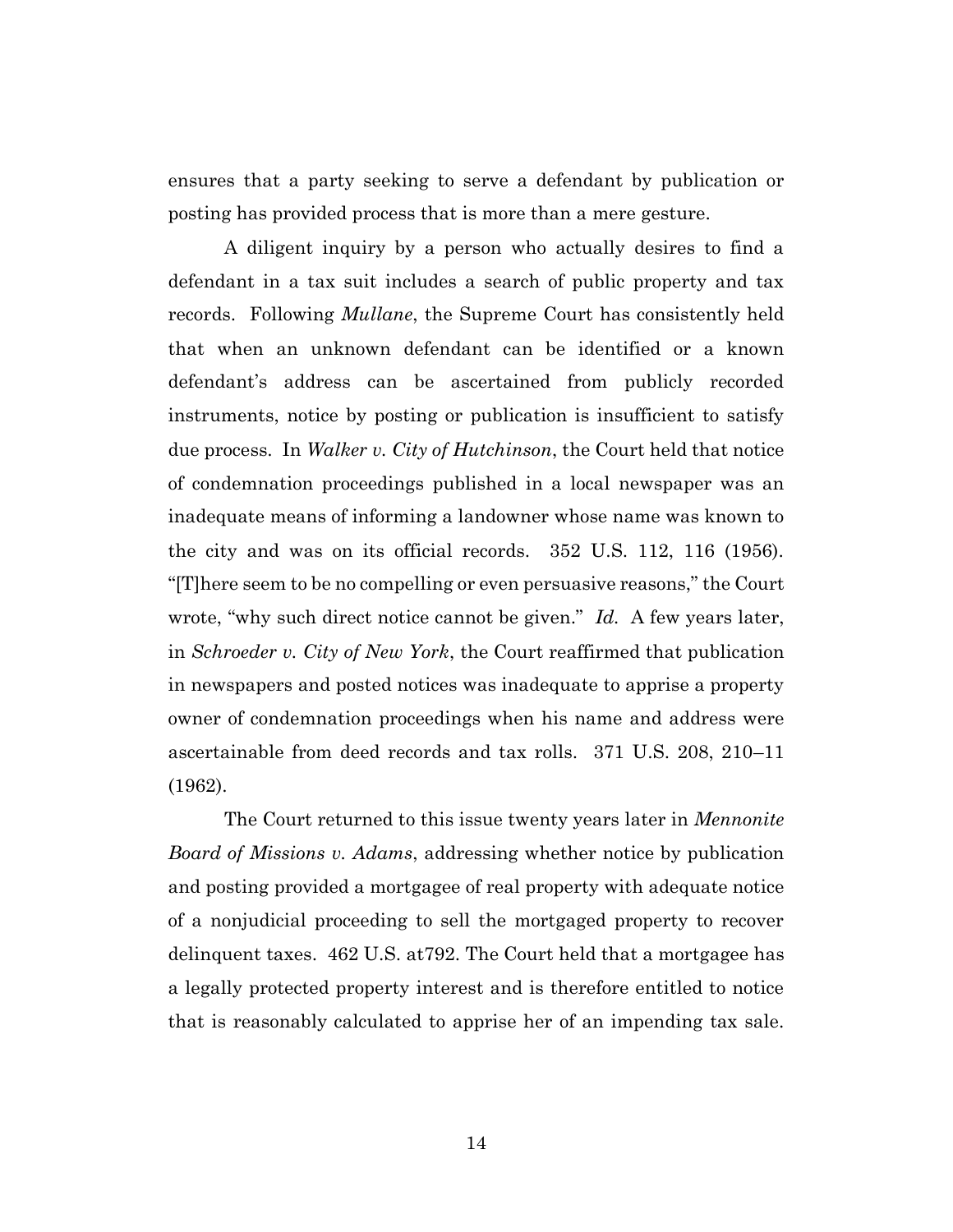ensures that a party seeking to serve a defendant by publication or posting has provided process that is more than a mere gesture.

A diligent inquiry by a person who actually desires to find a defendant in a tax suit includes a search of public property and tax records. Following *Mullane*, the Supreme Court has consistently held that when an unknown defendant can be identified or a known defendant's address can be ascertained from publicly recorded instruments, notice by posting or publication is insufficient to satisfy due process. In *Walker v. City of Hutchinson*, the Court held that notice of condemnation proceedings published in a local newspaper was an inadequate means of informing a landowner whose name was known to the city and was on its official records. 352 U.S. 112, 116 (1956). "[T]here seem to be no compelling or even persuasive reasons," the Court wrote, "why such direct notice cannot be given." *Id.* A few years later, in *Schroeder v. City of New York*, the Court reaffirmed that publication in newspapers and posted notices was inadequate to apprise a property owner of condemnation proceedings when his name and address were ascertainable from deed records and tax rolls. 371 U.S. 208, 210–11 (1962).

The Court returned to this issue twenty years later in *Mennonite Board of Missions v. Adams*, addressing whether notice by publication and posting provided a mortgagee of real property with adequate notice of a nonjudicial proceeding to sell the mortgaged property to recover delinquent taxes. 462 U.S. at792. The Court held that a mortgagee has a legally protected property interest and is therefore entitled to notice that is reasonably calculated to apprise her of an impending tax sale.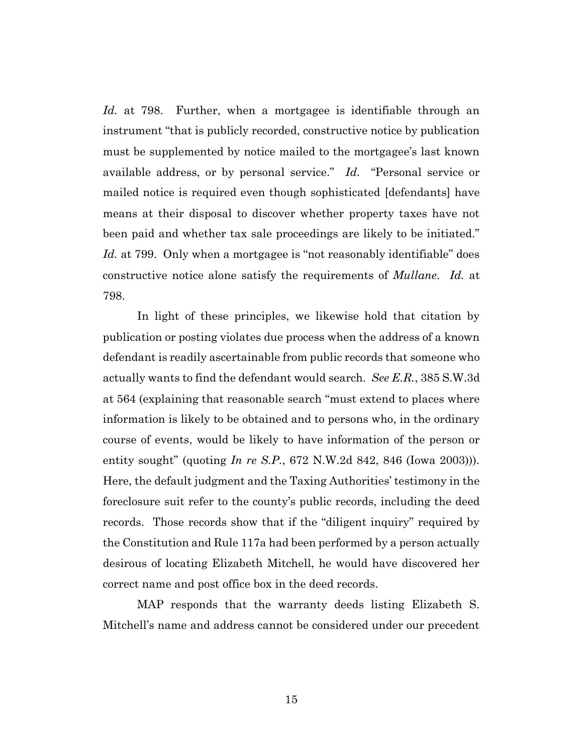*Id.* at 798. Further, when a mortgagee is identifiable through an instrument "that is publicly recorded, constructive notice by publication must be supplemented by notice mailed to the mortgagee's last known available address, or by personal service." *Id.* "Personal service or mailed notice is required even though sophisticated [defendants] have means at their disposal to discover whether property taxes have not been paid and whether tax sale proceedings are likely to be initiated." *Id.* at 799. Only when a mortgagee is "not reasonably identifiable" does constructive notice alone satisfy the requirements of *Mullane*. *Id.* at 798.

In light of these principles, we likewise hold that citation by publication or posting violates due process when the address of a known defendant is readily ascertainable from public records that someone who actually wants to find the defendant would search. *See E.R.*, 385 S.W.3d at 564 (explaining that reasonable search "must extend to places where information is likely to be obtained and to persons who, in the ordinary course of events, would be likely to have information of the person or entity sought" (quoting *In re S.P.*, 672 N.W.2d 842, 846 (Iowa 2003))). Here, the default judgment and the Taxing Authorities' testimony in the foreclosure suit refer to the county's public records, including the deed records. Those records show that if the "diligent inquiry" required by the Constitution and Rule 117a had been performed by a person actually desirous of locating Elizabeth Mitchell, he would have discovered her correct name and post office box in the deed records.

MAP responds that the warranty deeds listing Elizabeth S. Mitchell's name and address cannot be considered under our precedent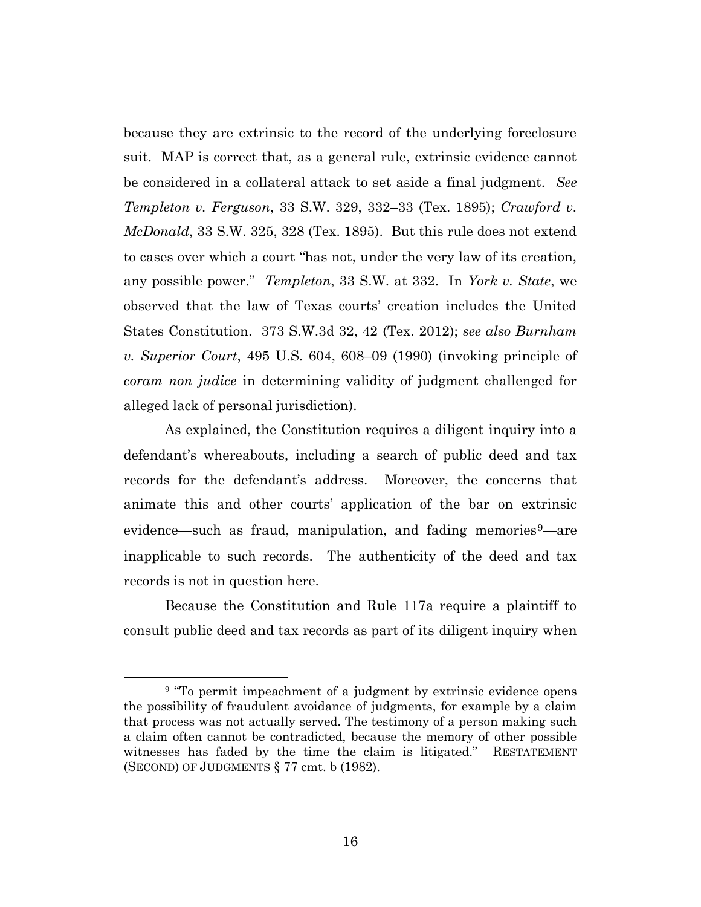because they are extrinsic to the record of the underlying foreclosure suit. MAP is correct that, as a general rule, extrinsic evidence cannot be considered in a collateral attack to set aside a final judgment. *See Templeton v. Ferguson*, 33 S.W. 329, 332–33 (Tex. 1895); *Crawford v. McDonald*, 33 S.W. 325, 328 (Tex. 1895). But this rule does not extend to cases over which a court "has not, under the very law of its creation, any possible power." *Templeton*, 33 S.W. at 332. In *York v. State*, we observed that the law of Texas courts' creation includes the United States Constitution. 373 S.W.3d 32, 42 (Tex. 2012); *see also Burnham v. Superior Court*, 495 U.S. 604, 608–09 (1990) (invoking principle of *coram non judice* in determining validity of judgment challenged for alleged lack of personal jurisdiction).

As explained, the Constitution requires a diligent inquiry into a defendant's whereabouts, including a search of public deed and tax records for the defendant's address. Moreover, the concerns that animate this and other courts' application of the bar on extrinsic evidence—such as fraud, manipulation, and fading memories[9]—are inapplicable to such records. The authenticity of the deed and tax records is not in question here.

Because the Constitution and Rule 117a require a plaintiff to consult public deed and tax records as part of its diligent inquiry when

---

[9] "To permit impeachment of a judgment by extrinsic evidence opens the possibility of fraudulent avoidance of judgments, for example by a claim that process was not actually served. The testimony of a person making such a claim often cannot be contradicted, because the memory of other possible witnesses has faded by the time the claim is litigated." RESTATEMENT (SECOND) OF JUDGMENTS § 77 cmt. b (1982).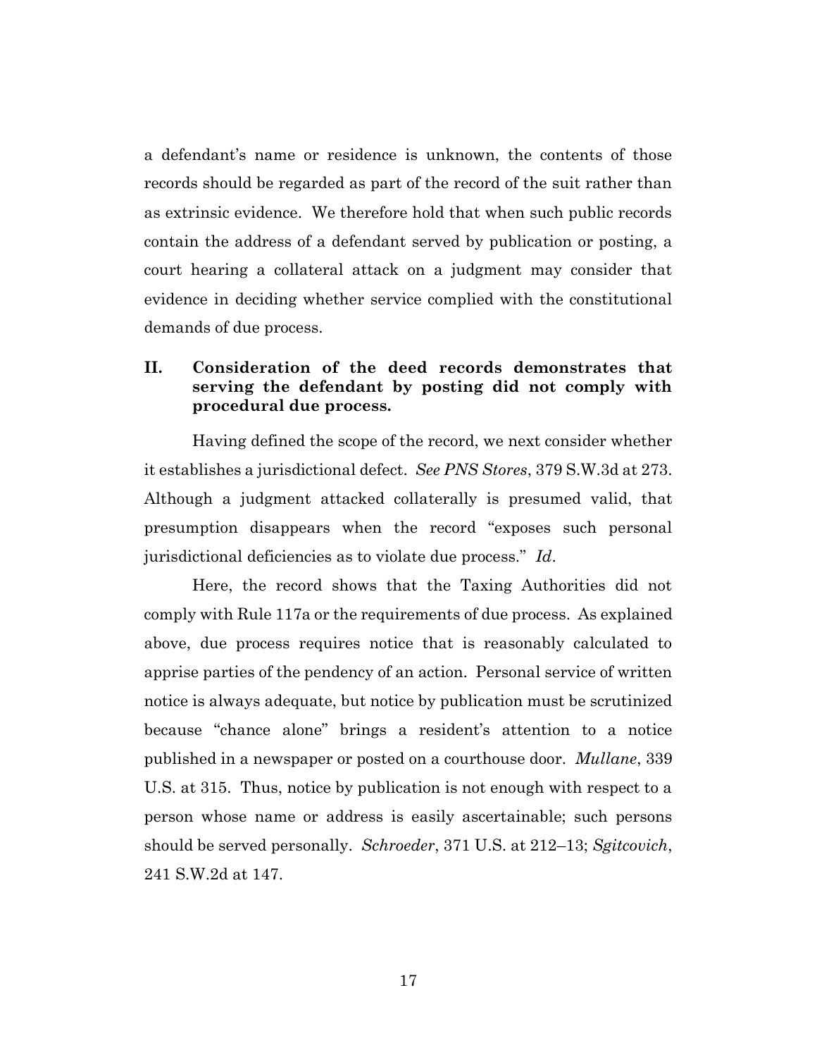a defendant's name or residence is unknown, the contents of those records should be regarded as part of the record of the suit rather than as extrinsic evidence. We therefore hold that when such public records contain the address of a defendant served by publication or posting, a court hearing a collateral attack on a judgment may consider that evidence in deciding whether service complied with the constitutional demands of due process.

## II. Consideration of the deed records demonstrates that serving the defendant by posting did not comply with procedural due process.

Having defined the scope of the record, we next consider whether it establishes a jurisdictional defect. *See PNS Stores*, 379 S.W.3d at 273. Although a judgment attacked collaterally is presumed valid, that presumption disappears when the record "exposes such personal jurisdictional deficiencies as to violate due process." *Id*.

Here, the record shows that the Taxing Authorities did not comply with Rule 117a or the requirements of due process. As explained above, due process requires notice that is reasonably calculated to apprise parties of the pendency of an action. Personal service of written notice is always adequate, but notice by publication must be scrutinized because "chance alone" brings a resident's attention to a notice published in a newspaper or posted on a courthouse door. *Mullane*, 339 U.S. at 315. Thus, notice by publication is not enough with respect to a person whose name or address is easily ascertainable; such persons should be served personally. *Schroeder*, 371 U.S. at 212–13; *Sgitcovich*, 241 S.W.2d at 147.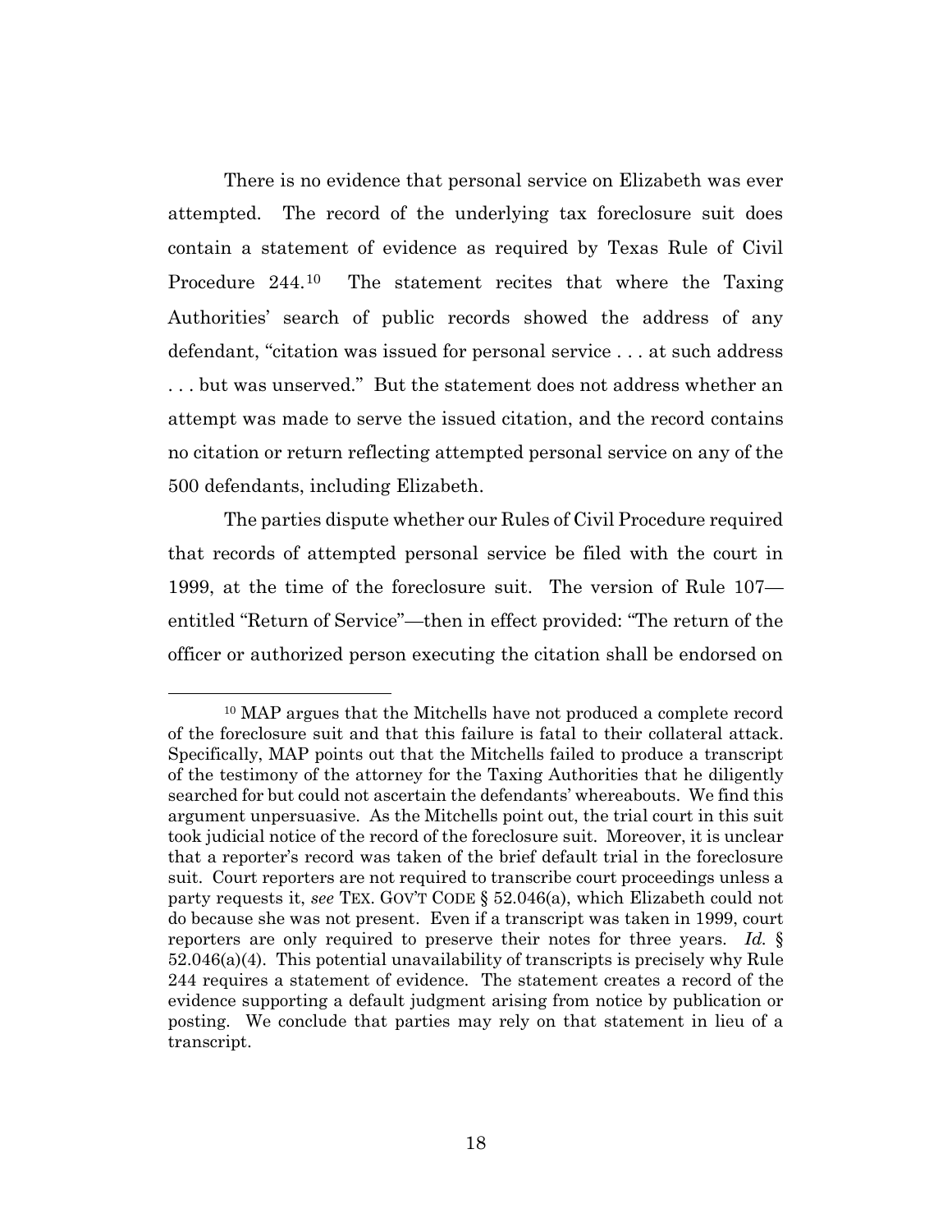There is no evidence that personal service on Elizabeth was ever attempted. The record of the underlying tax foreclosure suit does contain a statement of evidence as required by Texas Rule of Civil Procedure 244.[10] The statement recites that where the Taxing Authorities' search of public records showed the address of any defendant, "citation was issued for personal service . . . at such address . . . but was unserved." But the statement does not address whether an attempt was made to serve the issued citation, and the record contains no citation or return reflecting attempted personal service on any of the 500 defendants, including Elizabeth.

The parties dispute whether our Rules of Civil Procedure required that records of attempted personal service be filed with the court in 1999, at the time of the foreclosure suit. The version of Rule 107—entitled "Return of Service"—then in effect provided: "The return of the officer or authorized person executing the citation shall be endorsed on

---

[10] MAP argues that the Mitchells have not produced a complete record of the foreclosure suit and that this failure is fatal to their collateral attack. Specifically, MAP points out that the Mitchells failed to produce a transcript of the testimony of the attorney for the Taxing Authorities that he diligently searched for but could not ascertain the defendants' whereabouts. We find this argument unpersuasive. As the Mitchells point out, the trial court in this suit took judicial notice of the record of the foreclosure suit. Moreover, it is unclear that a reporter's record was taken of the brief default trial in the foreclosure suit. Court reporters are not required to transcribe court proceedings unless a party requests it, *see* TEX. GOV'T CODE § 52.046(a), which Elizabeth could not do because she was not present. Even if a transcript was taken in 1999, court reporters are only required to preserve their notes for three years. *Id.* § 52.046(a)(4). This potential unavailability of transcripts is precisely why Rule 244 requires a statement of evidence. The statement creates a record of the evidence supporting a default judgment arising from notice by publication or posting. We conclude that parties may rely on that statement in lieu of a transcript.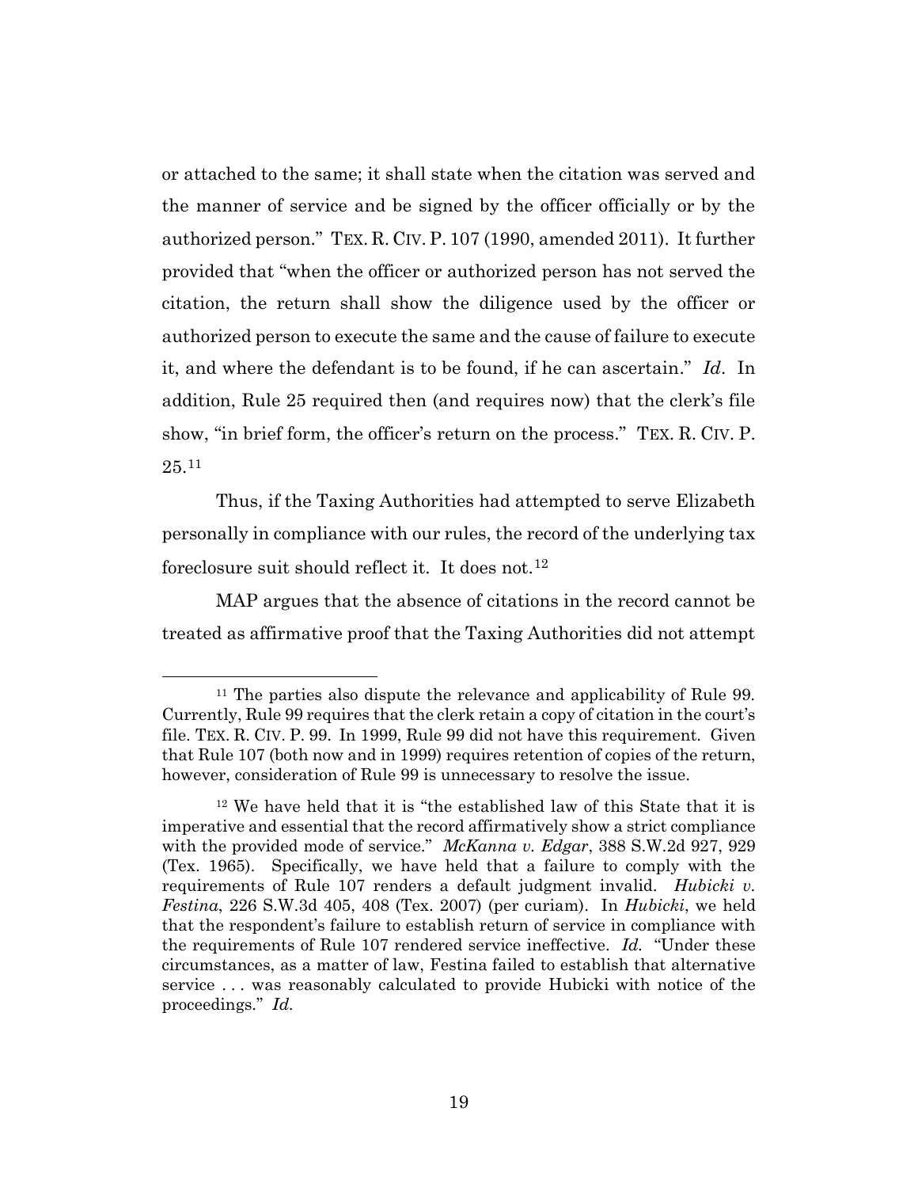or attached to the same; it shall state when the citation was served and the manner of service and be signed by the officer officially or by the authorized person." TEX. R. CIV. P. 107 (1990, amended 2011). It further provided that "when the officer or authorized person has not served the citation, the return shall show the diligence used by the officer or authorized person to execute the same and the cause of failure to execute it, and where the defendant is to be found, if he can ascertain." *Id.* In addition, Rule 25 required then (and requires now) that the clerk's file show, "in brief form, the officer's return on the process." TEX. R. CIV. P. 25.[11]

Thus, if the Taxing Authorities had attempted to serve Elizabeth personally in compliance with our rules, the record of the underlying tax foreclosure suit should reflect it. It does not.[12]

MAP argues that the absence of citations in the record cannot be treated as affirmative proof that the Taxing Authorities did not attempt

---

[11] The parties also dispute the relevance and applicability of Rule 99. Currently, Rule 99 requires that the clerk retain a copy of citation in the court's file. TEX. R. CIV. P. 99. In 1999, Rule 99 did not have this requirement. Given that Rule 107 (both now and in 1999) requires retention of copies of the return, however, consideration of Rule 99 is unnecessary to resolve the issue.

[12] We have held that it is "the established law of this State that it is imperative and essential that the record affirmatively show a strict compliance with the provided mode of service." *McKanna v. Edgar*, 388 S.W.2d 927, 929 (Tex. 1965). Specifically, we have held that a failure to comply with the requirements of Rule 107 renders a default judgment invalid. *Hubicki v. Festina*, 226 S.W.3d 405, 408 (Tex. 2007) (per curiam). In *Hubicki*, we held that the respondent's failure to establish return of service in compliance with the requirements of Rule 107 rendered service ineffective. *Id.* "Under these circumstances, as a matter of law, Festina failed to establish that alternative service . . . was reasonably calculated to provide Hubicki with notice of the proceedings." *Id.*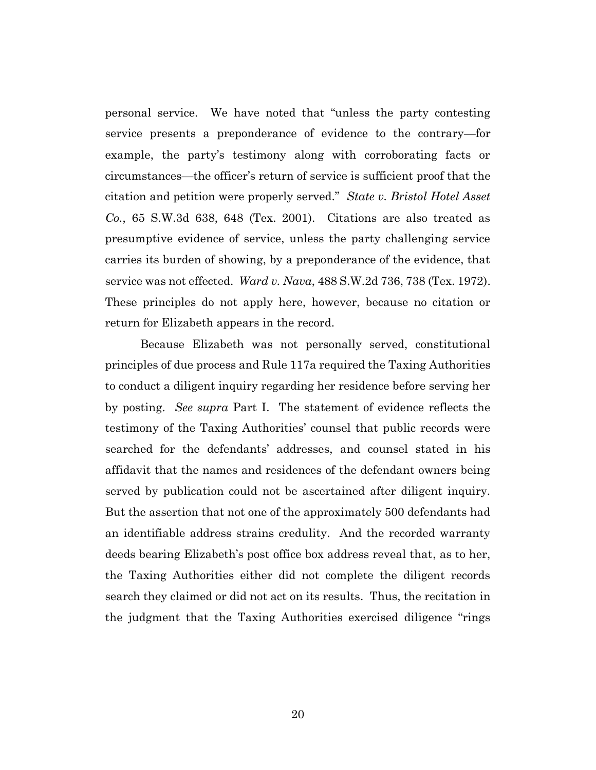personal service. We have noted that "unless the party contesting service presents a preponderance of evidence to the contrary—for example, the party's testimony along with corroborating facts or circumstances—the officer's return of service is sufficient proof that the citation and petition were properly served." *State v. Bristol Hotel Asset Co.*, 65 S.W.3d 638, 648 (Tex. 2001). Citations are also treated as presumptive evidence of service, unless the party challenging service carries its burden of showing, by a preponderance of the evidence, that service was not effected. *Ward v. Nava*, 488 S.W.2d 736, 738 (Tex. 1972). These principles do not apply here, however, because no citation or return for Elizabeth appears in the record.

Because Elizabeth was not personally served, constitutional principles of due process and Rule 117a required the Taxing Authorities to conduct a diligent inquiry regarding her residence before serving her by posting. *See supra* Part I. The statement of evidence reflects the testimony of the Taxing Authorities' counsel that public records were searched for the defendants' addresses, and counsel stated in his affidavit that the names and residences of the defendant owners being served by publication could not be ascertained after diligent inquiry. But the assertion that not one of the approximately 500 defendants had an identifiable address strains credulity. And the recorded warranty deeds bearing Elizabeth's post office box address reveal that, as to her, the Taxing Authorities either did not complete the diligent records search they claimed or did not act on its results. Thus, the recitation in the judgment that the Taxing Authorities exercised diligence "rings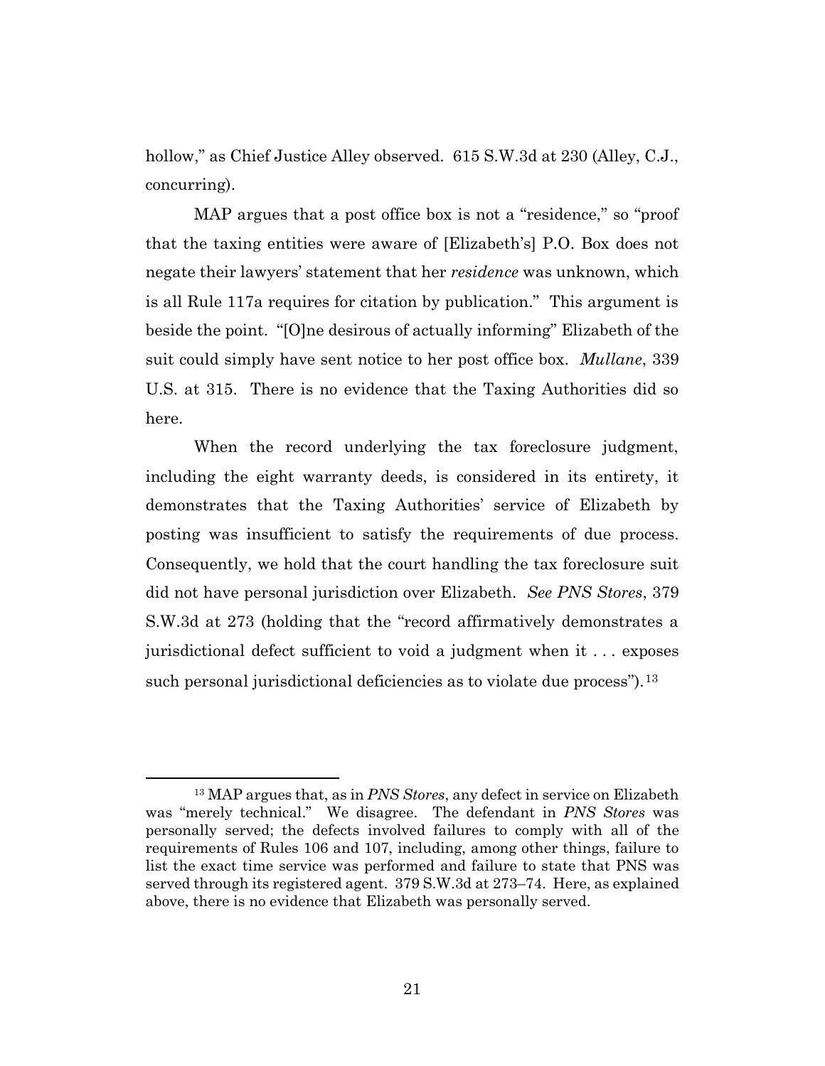hollow," as Chief Justice Alley observed. 615 S.W.3d at 230 (Alley, C.J., concurring).

MAP argues that a post office box is not a "residence," so "proof that the taxing entities were aware of [Elizabeth's] P.O. Box does not negate their lawyers' statement that her *residence* was unknown, which is all Rule 117a requires for citation by publication." This argument is beside the point. "[O]ne desirous of actually informing" Elizabeth of the suit could simply have sent notice to her post office box. *Mullane*, 339 U.S. at 315. There is no evidence that the Taxing Authorities did so here.

When the record underlying the tax foreclosure judgment, including the eight warranty deeds, is considered in its entirety, it demonstrates that the Taxing Authorities' service of Elizabeth by posting was insufficient to satisfy the requirements of due process. Consequently, we hold that the court handling the tax foreclosure suit did not have personal jurisdiction over Elizabeth. *See PNS Stores*, 379 S.W.3d at 273 (holding that the "record affirmatively demonstrates a jurisdictional defect sufficient to void a judgment when it . . . exposes such personal jurisdictional deficiencies as to violate due process").[13]

---

[13] MAP argues that, as in *PNS Stores*, any defect in service on Elizabeth was "merely technical." We disagree. The defendant in *PNS Stores* was personally served; the defects involved failures to comply with all of the requirements of Rules 106 and 107, including, among other things, failure to list the exact time service was performed and failure to state that PNS was served through its registered agent. 379 S.W.3d at 273–74. Here, as explained above, there is no evidence that Elizabeth was personally served.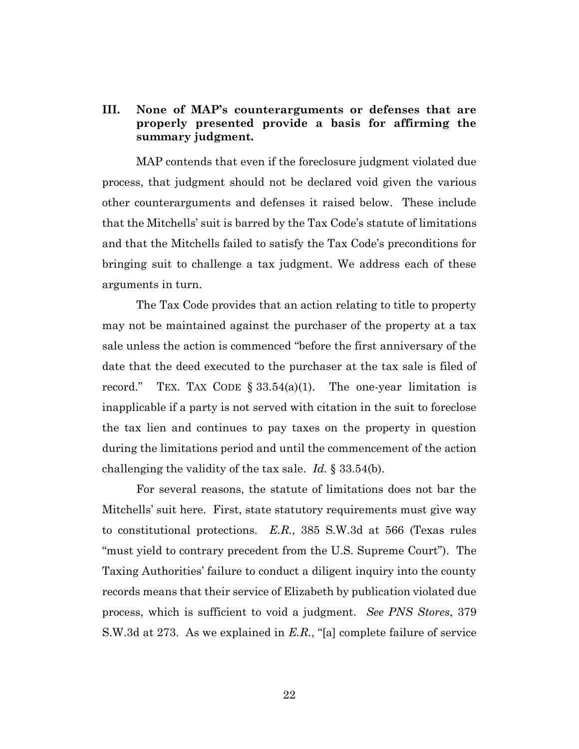### III. None of MAP's counterarguments or defenses that are properly presented provide a basis for affirming the summary judgment.

MAP contends that even if the foreclosure judgment violated due process, that judgment should not be declared void given the various other counterarguments and defenses it raised below. These include that the Mitchells' suit is barred by the Tax Code's statute of limitations and that the Mitchells failed to satisfy the Tax Code's preconditions for bringing suit to challenge a tax judgment. We address each of these arguments in turn.

The Tax Code provides that an action relating to title to property may not be maintained against the purchaser of the property at a tax sale unless the action is commenced "before the first anniversary of the date that the deed executed to the purchaser at the tax sale is filed of record." TEX. TAX CODE § 33.54(a)(1). The one-year limitation is inapplicable if a party is not served with citation in the suit to foreclose the tax lien and continues to pay taxes on the property in question during the limitations period and until the commencement of the action challenging the validity of the tax sale. *Id.* § 33.54(b).

For several reasons, the statute of limitations does not bar the Mitchells' suit here. First, state statutory requirements must give way to constitutional protections. *E.R.*, 385 S.W.3d at 566 (Texas rules "must yield to contrary precedent from the U.S. Supreme Court"). The Taxing Authorities' failure to conduct a diligent inquiry into the county records means that their service of Elizabeth by publication violated due process, which is sufficient to void a judgment. *See PNS Stores*, 379 S.W.3d at 273. As we explained in *E.R.*, "[a] complete failure of service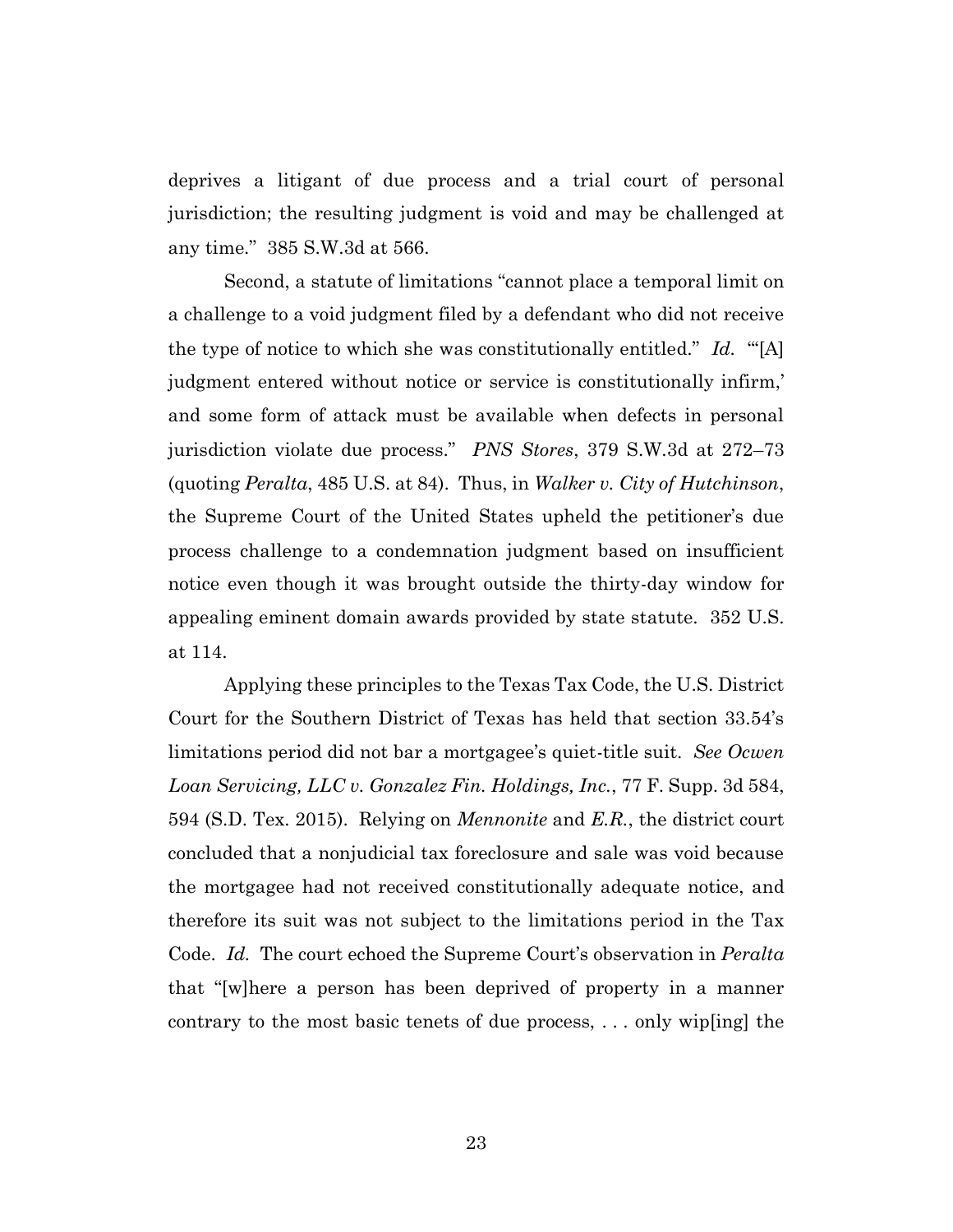deprives a litigant of due process and a trial court of personal jurisdiction; the resulting judgment is void and may be challenged at any time." 385 S.W.3d at 566.

Second, a statute of limitations "cannot place a temporal limit on a challenge to a void judgment filed by a defendant who did not receive the type of notice to which she was constitutionally entitled." *Id.* "'[A] judgment entered without notice or service is constitutionally infirm,' and some form of attack must be available when defects in personal jurisdiction violate due process." *PNS Stores*, 379 S.W.3d at 272–73 (quoting *Peralta*, 485 U.S. at 84). Thus, in *Walker v. City of Hutchinson*, the Supreme Court of the United States upheld the petitioner's due process challenge to a condemnation judgment based on insufficient notice even though it was brought outside the thirty-day window for appealing eminent domain awards provided by state statute. 352 U.S. at 114.

Applying these principles to the Texas Tax Code, the U.S. District Court for the Southern District of Texas has held that section 33.54's limitations period did not bar a mortgagee's quiet-title suit. *See Ocwen Loan Servicing, LLC v. Gonzalez Fin. Holdings, Inc.*, 77 F. Supp. 3d 584, 594 (S.D. Tex. 2015). Relying on *Mennonite* and *E.R.*, the district court concluded that a nonjudicial tax foreclosure and sale was void because the mortgagee had not received constitutionally adequate notice, and therefore its suit was not subject to the limitations period in the Tax Code. *Id.* The court echoed the Supreme Court's observation in *Peralta* that "[w]here a person has been deprived of property in a manner contrary to the most basic tenets of due process, . . . only wip[ing] the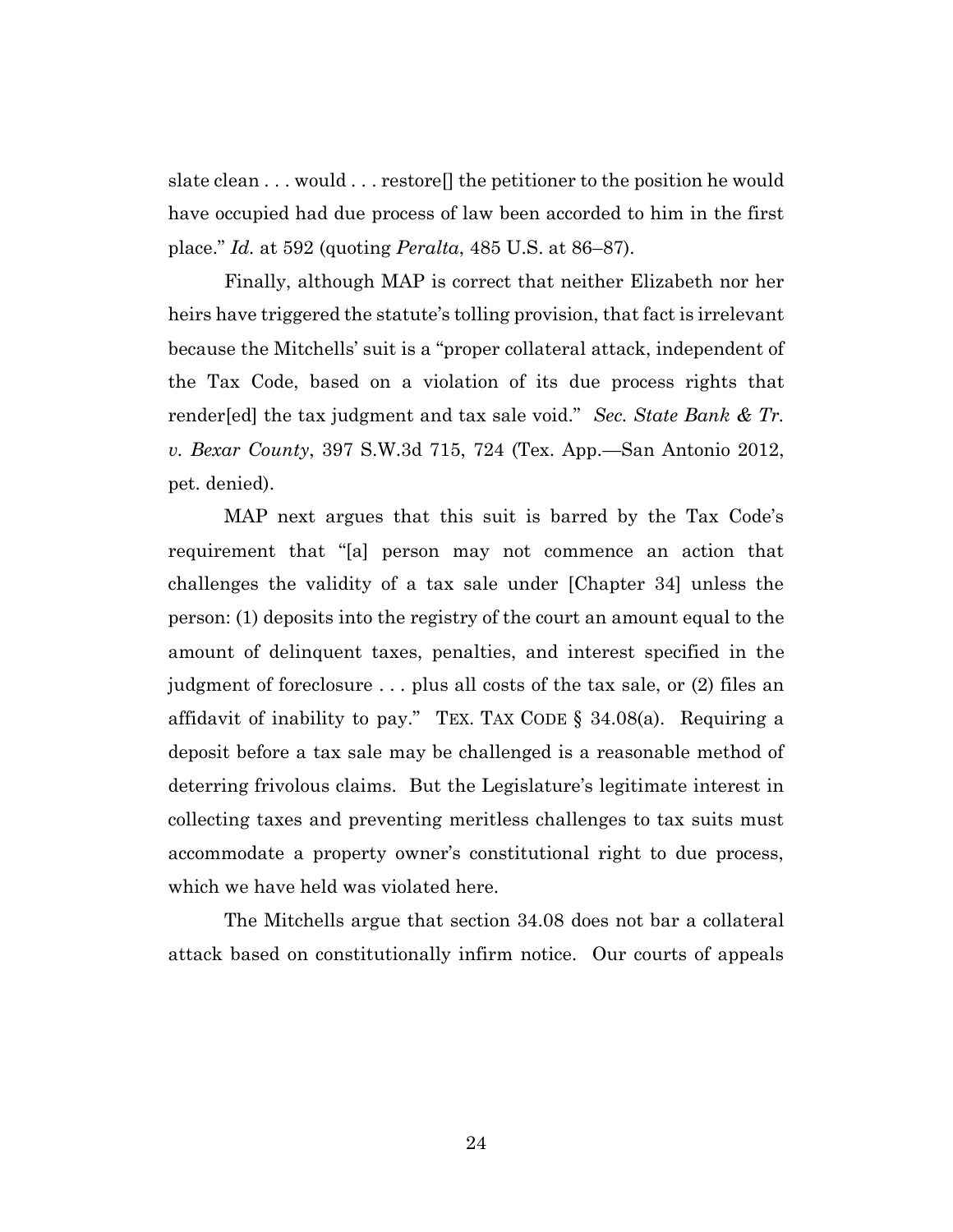slate clean . . . would . . . restore[] the petitioner to the position he would have occupied had due process of law been accorded to him in the first place." *Id.* at 592 (quoting *Peralta*, 485 U.S. at 86–87).

Finally, although MAP is correct that neither Elizabeth nor her heirs have triggered the statute's tolling provision, that fact is irrelevant because the Mitchells' suit is a "proper collateral attack, independent of the Tax Code, based on a violation of its due process rights that render[ed] the tax judgment and tax sale void." *Sec. State Bank & Tr. v. Bexar County*, 397 S.W.3d 715, 724 (Tex. App.—San Antonio 2012, pet. denied).

MAP next argues that this suit is barred by the Tax Code's requirement that "[a] person may not commence an action that challenges the validity of a tax sale under [Chapter 34] unless the person: (1) deposits into the registry of the court an amount equal to the amount of delinquent taxes, penalties, and interest specified in the judgment of foreclosure . . . plus all costs of the tax sale, or (2) files an affidavit of inability to pay." TEX. TAX CODE § 34.08(a). Requiring a deposit before a tax sale may be challenged is a reasonable method of deterring frivolous claims. But the Legislature's legitimate interest in collecting taxes and preventing meritless challenges to tax suits must accommodate a property owner's constitutional right to due process, which we have held was violated here.

The Mitchells argue that section 34.08 does not bar a collateral attack based on constitutionally infirm notice. Our courts of appeals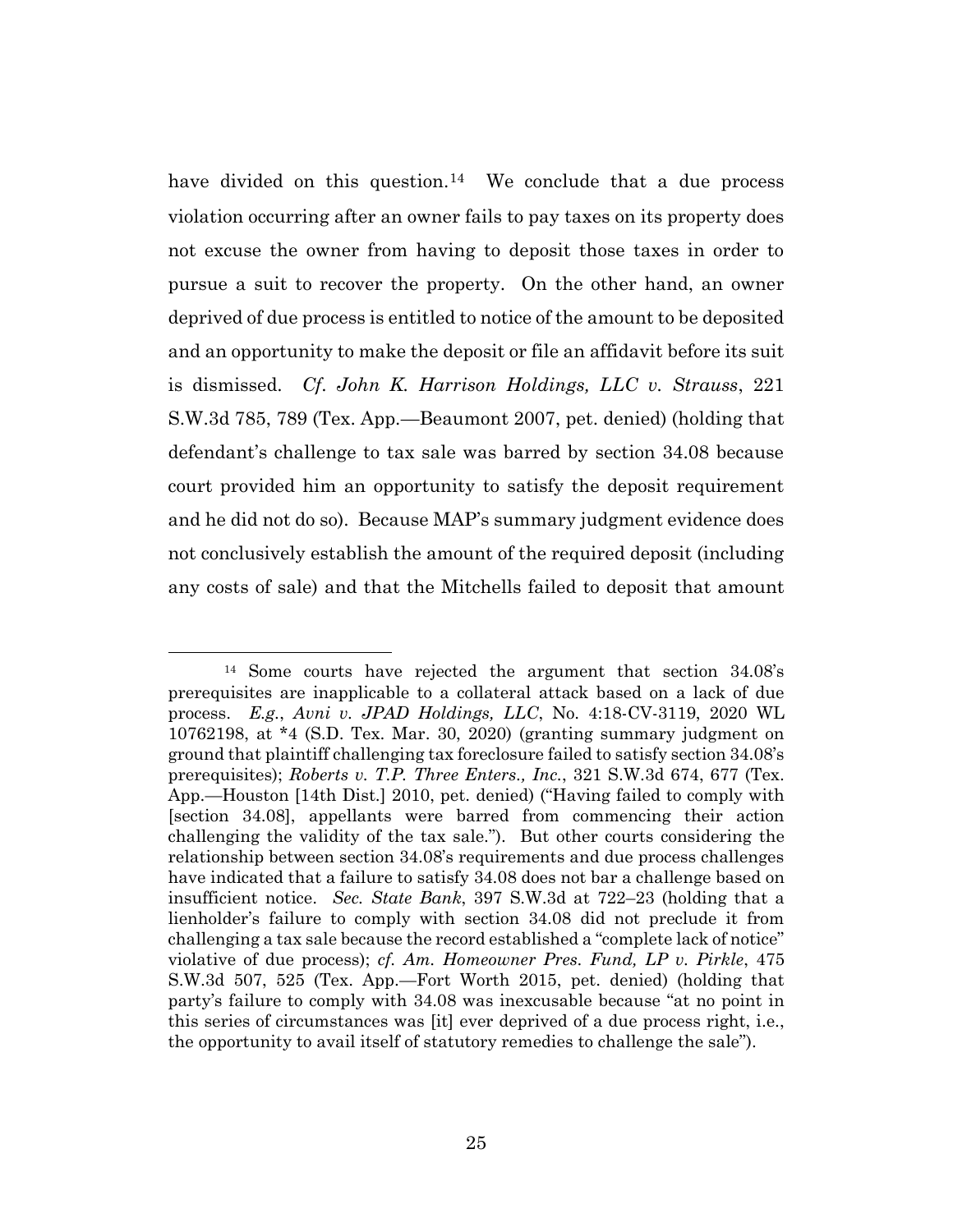have divided on this question.[14] We conclude that a due process violation occurring after an owner fails to pay taxes on its property does not excuse the owner from having to deposit those taxes in order to pursue a suit to recover the property. On the other hand, an owner deprived of due process is entitled to notice of the amount to be deposited and an opportunity to make the deposit or file an affidavit before its suit is dismissed. *Cf. John K. Harrison Holdings, LLC v. Strauss*, 221 S.W.3d 785, 789 (Tex. App.—Beaumont 2007, pet. denied) (holding that defendant's challenge to tax sale was barred by section 34.08 because court provided him an opportunity to satisfy the deposit requirement and he did not do so). Because MAP's summary judgment evidence does not conclusively establish the amount of the required deposit (including any costs of sale) and that the Mitchells failed to deposit that amount

---

[14] Some courts have rejected the argument that section 34.08's prerequisites are inapplicable to a collateral attack based on a lack of due process. *E.g.*, *Avni v. JPAD Holdings, LLC*, No. 4:18-CV-3119, 2020 WL 10762198, at *4 (S.D. Tex. Mar. 30, 2020) (granting summary judgment on ground that plaintiff challenging tax foreclosure failed to satisfy section 34.08's prerequisites); *Roberts v. T.P. Three Enters., Inc.*, 321 S.W.3d 674, 677 (Tex. App.—Houston [14th Dist.] 2010, pet. denied) ("Having failed to comply with [section 34.08], appellants were barred from commencing their action challenging the validity of the tax sale."). But other courts considering the relationship between section 34.08's requirements and due process challenges have indicated that a failure to satisfy 34.08 does not bar a challenge based on insufficient notice. *Sec. State Bank*, 397 S.W.3d at 722–23 (holding that a lienholder's failure to comply with section 34.08 did not preclude it from challenging a tax sale because the record established a "complete lack of notice" violative of due process); *cf. Am. Homeowner Pres. Fund, LP v. Pirkle*, 475 S.W.3d 507, 525 (Tex. App.—Fort Worth 2015, pet. denied) (holding that party's failure to comply with 34.08 was inexcusable because "at no point in this series of circumstances was [it] ever deprived of a due process right, i.e., the opportunity to avail itself of statutory remedies to challenge the sale").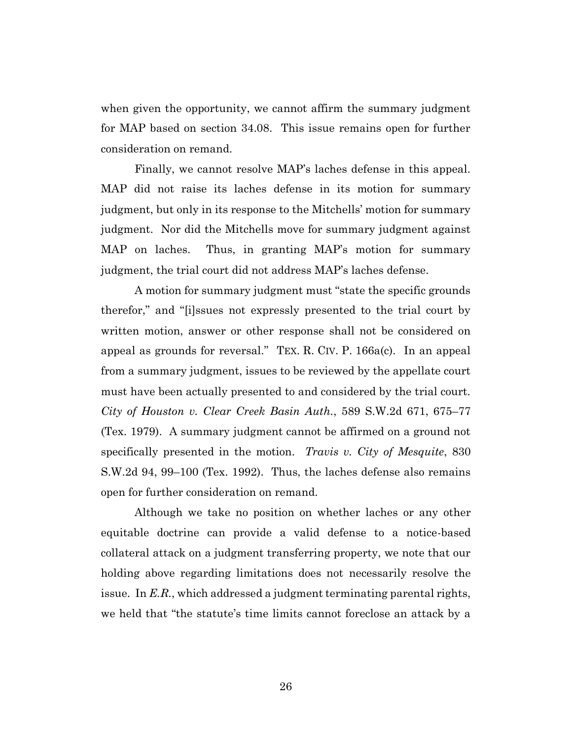when given the opportunity, we cannot affirm the summary judgment for MAP based on section 34.08. This issue remains open for further consideration on remand.

Finally, we cannot resolve MAP's laches defense in this appeal. MAP did not raise its laches defense in its motion for summary judgment, but only in its response to the Mitchells' motion for summary judgment. Nor did the Mitchells move for summary judgment against MAP on laches. Thus, in granting MAP's motion for summary judgment, the trial court did not address MAP's laches defense.

A motion for summary judgment must "state the specific grounds therefor," and "[i]ssues not expressly presented to the trial court by written motion, answer or other response shall not be considered on appeal as grounds for reversal." TEX. R. CIV. P. 166a(c). In an appeal from a summary judgment, issues to be reviewed by the appellate court must have been actually presented to and considered by the trial court. *City of Houston v. Clear Creek Basin Auth.*, 589 S.W.2d 671, 675–77 (Tex. 1979). A summary judgment cannot be affirmed on a ground not specifically presented in the motion. *Travis v. City of Mesquite*, 830 S.W.2d 94, 99–100 (Tex. 1992). Thus, the laches defense also remains open for further consideration on remand.

Although we take no position on whether laches or any other equitable doctrine can provide a valid defense to a notice-based collateral attack on a judgment transferring property, we note that our holding above regarding limitations does not necessarily resolve the issue. In *E.R.*, which addressed a judgment terminating parental rights, we held that "the statute's time limits cannot foreclose an attack by a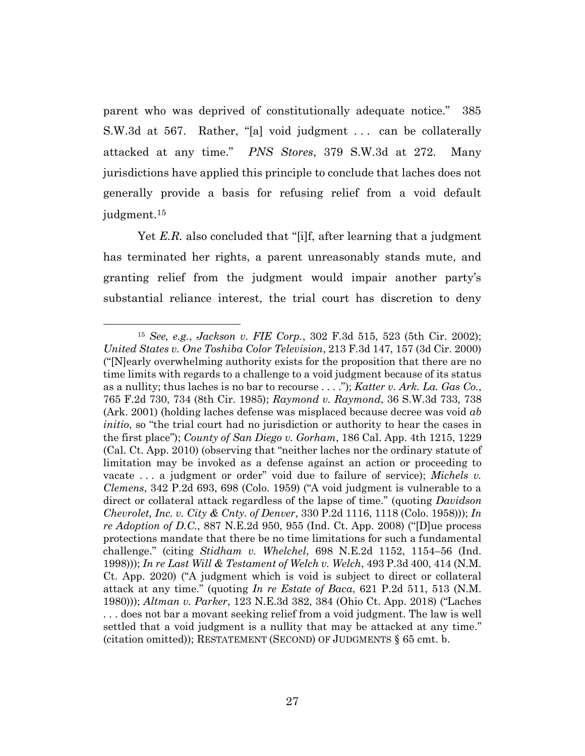parent who was deprived of constitutionally adequate notice." 385 S.W.3d at 567. Rather, "[a] void judgment . . . can be collaterally attacked at any time." *PNS Stores*, 379 S.W.3d at 272. Many jurisdictions have applied this principle to conclude that laches does not generally provide a basis for refusing relief from a void default judgment.[15]

Yet *E.R.* also concluded that "[i]f, after learning that a judgment has terminated her rights, a parent unreasonably stands mute, and granting relief from the judgment would impair another party's substantial reliance interest, the trial court has discretion to deny

---

[15] *See, e.g.*, *Jackson v. FIE Corp.*, 302 F.3d 515, 523 (5th Cir. 2002); *United States v. One Toshiba Color Television*, 213 F.3d 147, 157 (3d Cir. 2000) ("[N]early overwhelming authority exists for the proposition that there are no time limits with regards to a challenge to a void judgment because of its status as a nullity; thus laches is no bar to recourse . . . ."); *Katter v. Ark. La. Gas Co.*, 765 F.2d 730, 734 (8th Cir. 1985); *Raymond v. Raymond*, 36 S.W.3d 733, 738 (Ark. 2001) (holding laches defense was misplaced because decree was void *ab initio*, so "the trial court had no jurisdiction or authority to hear the cases in the first place"); *County of San Diego v. Gorham*, 186 Cal. App. 4th 1215, 1229 (Cal. Ct. App. 2010) (observing that "neither laches nor the ordinary statute of limitation may be invoked as a defense against an action or proceeding to vacate . . . a judgment or order" void due to failure of service); *Michels v. Clemens*, 342 P.2d 693, 698 (Colo. 1959) ("A void judgment is vulnerable to a direct or collateral attack regardless of the lapse of time." (quoting *Davidson Chevrolet, Inc. v. City & Cnty. of Denver*, 330 P.2d 1116, 1118 (Colo. 1958))); *In re Adoption of D.C.*, 887 N.E.2d 950, 955 (Ind. Ct. App. 2008) ("[D]ue process protections mandate that there be no time limitations for such a fundamental challenge." (citing *Stidham v. Whelchel*, 698 N.E.2d 1152, 1154–56 (Ind. 1998))); *In re Last Will & Testament of Welch v. Welch*, 493 P.3d 400, 414 (N.M. Ct. App. 2020) ("A judgment which is void is subject to direct or collateral attack at any time." (quoting *In re Estate of Baca*, 621 P.2d 511, 513 (N.M. 1980))); *Altman v. Parker*, 123 N.E.3d 382, 384 (Ohio Ct. App. 2018) ("Laches . . . does not bar a movant seeking relief from a void judgment. The law is well settled that a void judgment is a nullity that may be attacked at any time." (citation omitted)); RESTATEMENT (SECOND) OF JUDGMENTS § 65 cmt. b.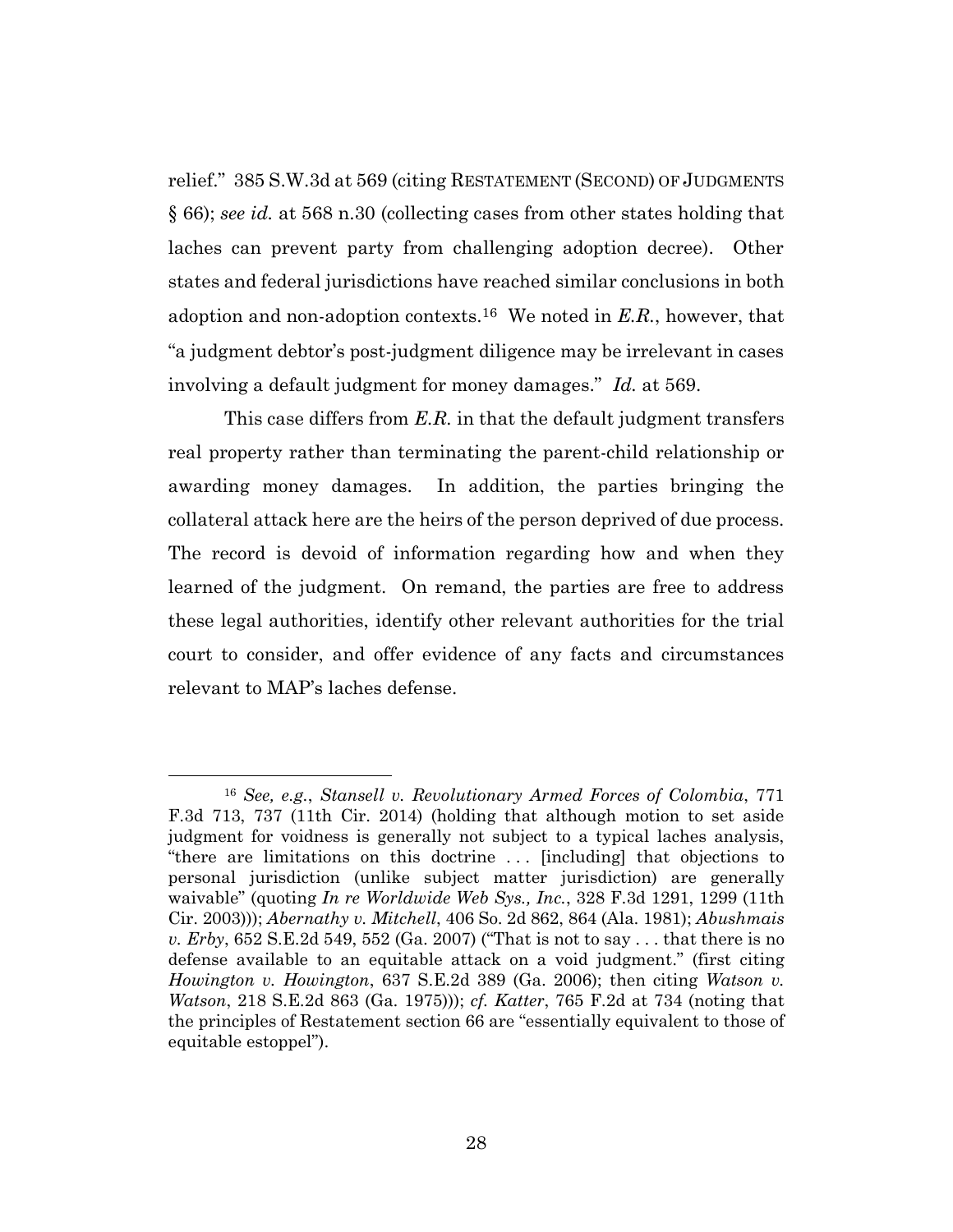relief." 385 S.W.3d at 569 (citing RESTATEMENT (SECOND) OF JUDGMENTS § 66); *see id.* at 568 n.30 (collecting cases from other states holding that laches can prevent party from challenging adoption decree). Other states and federal jurisdictions have reached similar conclusions in both adoption and non-adoption contexts.[16] We noted in *E.R.*, however, that "a judgment debtor's post-judgment diligence may be irrelevant in cases involving a default judgment for money damages." *Id.* at 569.

This case differs from *E.R.* in that the default judgment transfers real property rather than terminating the parent-child relationship or awarding money damages. In addition, the parties bringing the collateral attack here are the heirs of the person deprived of due process. The record is devoid of information regarding how and when they learned of the judgment. On remand, the parties are free to address these legal authorities, identify other relevant authorities for the trial court to consider, and offer evidence of any facts and circumstances relevant to MAP's laches defense.

---

[16] *See, e.g.*, *Stansell v. Revolutionary Armed Forces of Colombia*, 771 F.3d 713, 737 (11th Cir. 2014) (holding that although motion to set aside judgment for voidness is generally not subject to a typical laches analysis, "there are limitations on this doctrine . . . [including] that objections to personal jurisdiction (unlike subject matter jurisdiction) are generally waivable" (quoting *In re Worldwide Web Sys., Inc.*, 328 F.3d 1291, 1299 (11th Cir. 2003))); *Abernathy v. Mitchell*, 406 So. 2d 862, 864 (Ala. 1981); *Abushmais v. Erby*, 652 S.E.2d 549, 552 (Ga. 2007) ("That is not to say . . . that there is no defense available to an equitable attack on a void judgment." (first citing *Howington v. Howington*, 637 S.E.2d 389 (Ga. 2006); then citing *Watson v. Watson*, 218 S.E.2d 863 (Ga. 1975))); *cf. Katter*, 765 F.2d at 734 (noting that the principles of Restatement section 66 are "essentially equivalent to those of equitable estoppel").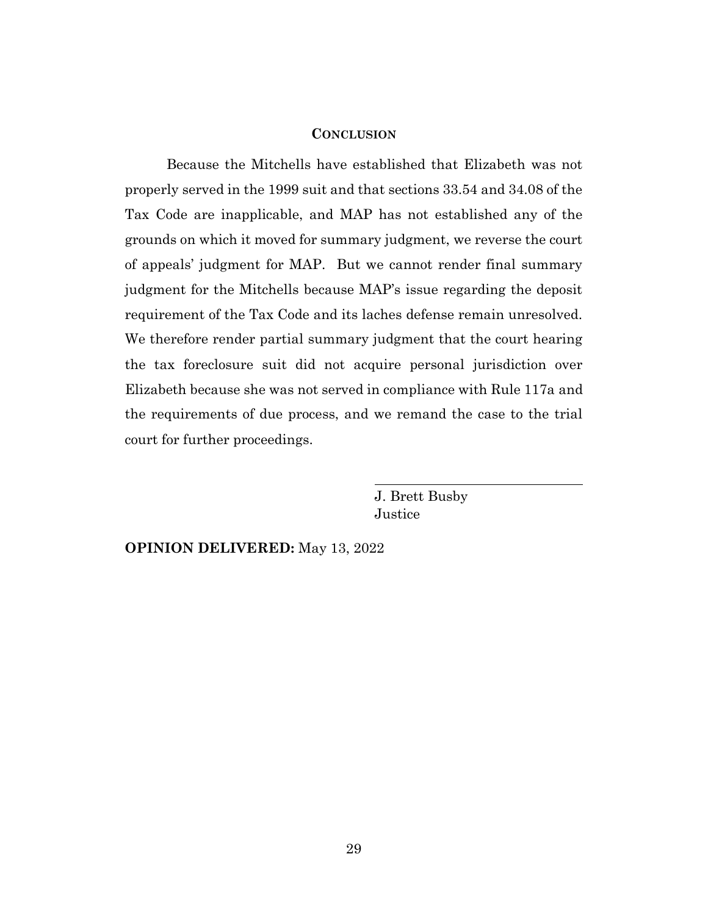## CONCLUSION

Because the Mitchells have established that Elizabeth was not properly served in the 1999 suit and that sections 33.54 and 34.08 of the Tax Code are inapplicable, and MAP has not established any of the grounds on which it moved for summary judgment, we reverse the court of appeals' judgment for MAP. But we cannot render final summary judgment for the Mitchells because MAP's issue regarding the deposit requirement of the Tax Code and its laches defense remain unresolved. We therefore render partial summary judgment that the court hearing the tax foreclosure suit did not acquire personal jurisdiction over Elizabeth because she was not served in compliance with Rule 117a and the requirements of due process, and we remand the case to the trial court for further proceedings.

J. Brett Busby
Justice

**OPINION DELIVERED:** May 13, 2022